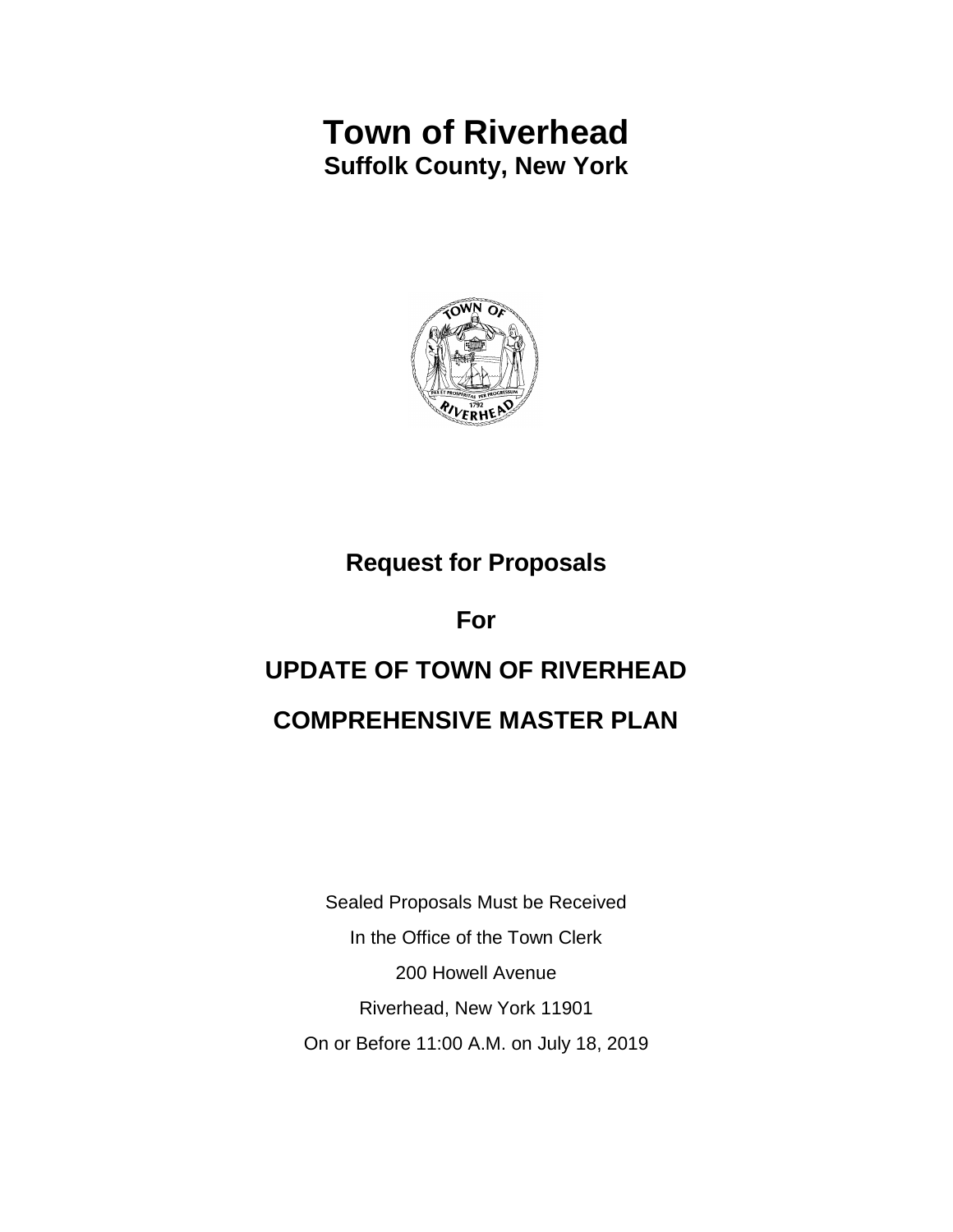# Town of Riverhead

## Suffolk County, New York

## Request for Proposals

## For

## UPDATE OF TOWN OF RIVERHEAD

## COMPREHENSIVE MASTER PLAN

Sealed Proposals Must be Received

In the Office of the Town Clerk

200 Howell Avenue

Riverhead, New York 11901

On or Before 11:00 A.M. on July 18, 2019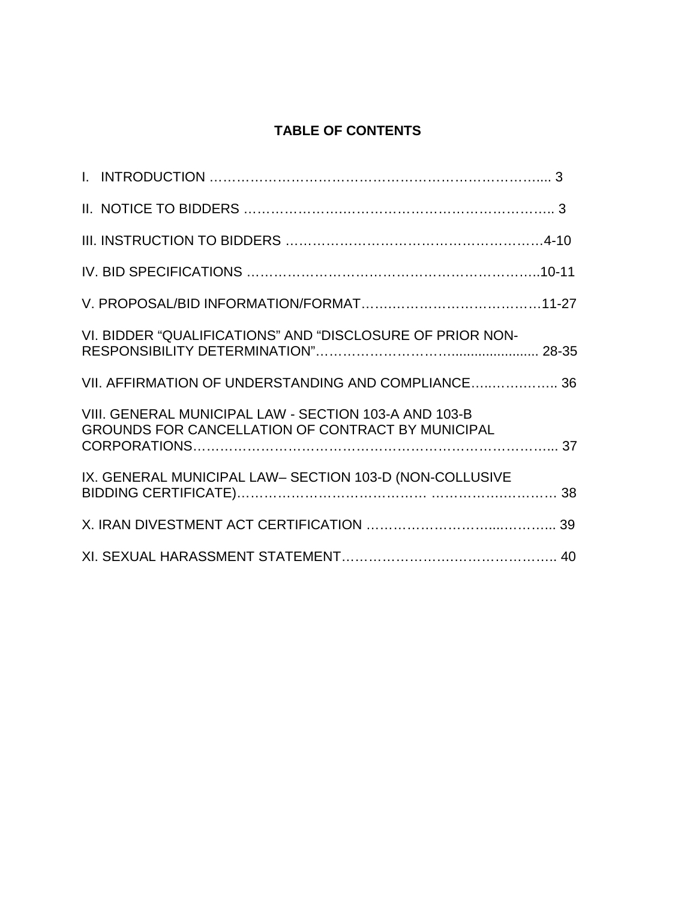**TABLE OF CONTENTS**

I. INTRODUCTION ........................................................................ 3

II. NOTICE TO BIDDERS ................................................................. 3

III. INSTRUCTION TO BIDDERS ..................................................4-10

IV. BID SPECIFICATIONS ............................................................10-11

V. PROPOSAL/BID INFORMATION/FORMAT.......................................11-27

VI. BIDDER "QUALIFICATIONS" AND "DISCLOSURE OF PRIOR NON-RESPONSIBILITY DETERMINATION"............................................ 28-35

VII. AFFIRMATION OF UNDERSTANDING AND COMPLIANCE................... 36

VIII. GENERAL MUNICIPAL LAW - SECTION 103-A AND 103-B GROUNDS FOR CANCELLATION OF CONTRACT BY MUNICIPAL CORPORATIONS....................................................................... 37

IX. GENERAL MUNICIPAL LAW– SECTION 103-D (NON-COLLUSIVE BIDDING CERTIFICATE)............................................................. 38

X. IRAN DIVESTMENT ACT CERTIFICATION ....................................... 39

XI. SEXUAL HARASSMENT STATEMENT.............................................. 40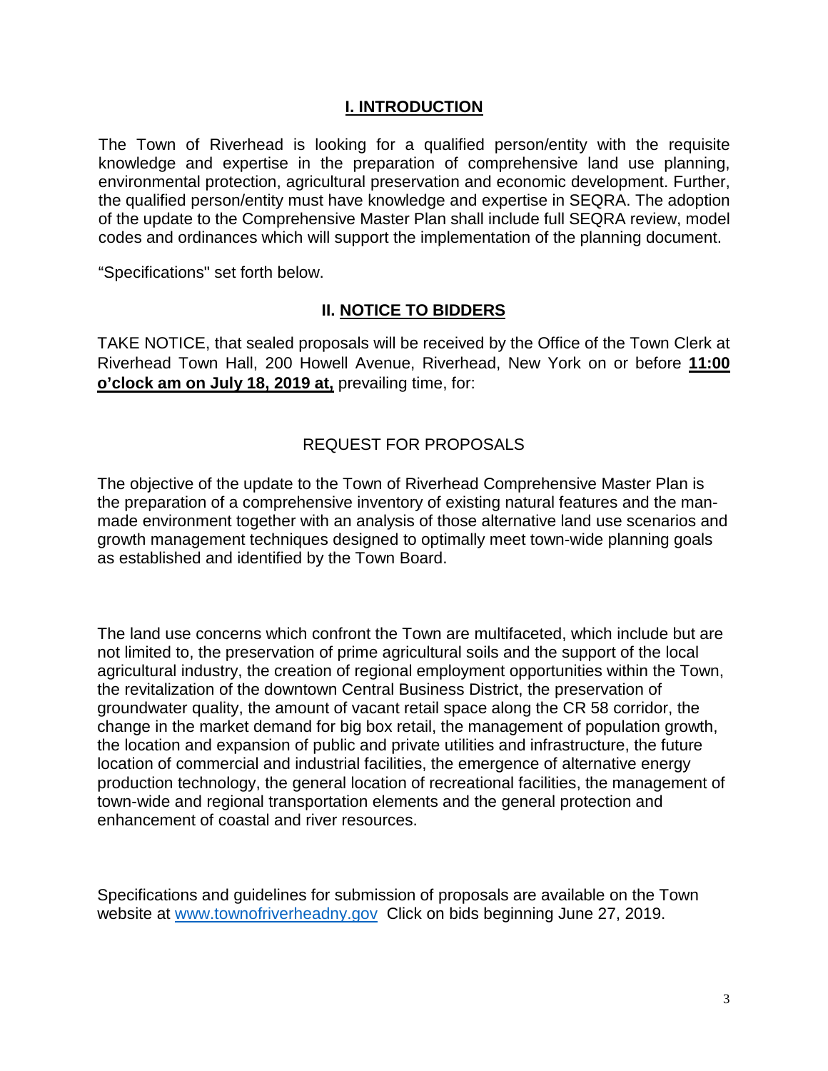## I. INTRODUCTION

The Town of Riverhead is looking for a qualified person/entity with the requisite knowledge and expertise in the preparation of comprehensive land use planning, environmental protection, agricultural preservation and economic development. Further, the qualified person/entity must have knowledge and expertise in SEQRA. The adoption of the update to the Comprehensive Master Plan shall include full SEQRA review, model codes and ordinances which will support the implementation of the planning document.

"Specifications" set forth below.

## II. NOTICE TO BIDDERS

TAKE NOTICE, that sealed proposals will be received by the Office of the Town Clerk at Riverhead Town Hall, 200 Howell Avenue, Riverhead, New York on or before **11:00 o'clock am on July 18, 2019 at,** prevailing time, for:

REQUEST FOR PROPOSALS

The objective of the update to the Town of Riverhead Comprehensive Master Plan is the preparation of a comprehensive inventory of existing natural features and the man-made environment together with an analysis of those alternative land use scenarios and growth management techniques designed to optimally meet town-wide planning goals as established and identified by the Town Board.

The land use concerns which confront the Town are multifaceted, which include but are not limited to, the preservation of prime agricultural soils and the support of the local agricultural industry, the creation of regional employment opportunities within the Town, the revitalization of the downtown Central Business District, the preservation of groundwater quality, the amount of vacant retail space along the CR 58 corridor, the change in the market demand for big box retail, the management of population growth, the location and expansion of public and private utilities and infrastructure, the future location of commercial and industrial facilities, the emergence of alternative energy production technology, the general location of recreational facilities, the management of town-wide and regional transportation elements and the general protection and enhancement of coastal and river resources.

Specifications and guidelines for submission of proposals are available on the Town website at www.townofriverheadny.gov Click on bids beginning June 27, 2019.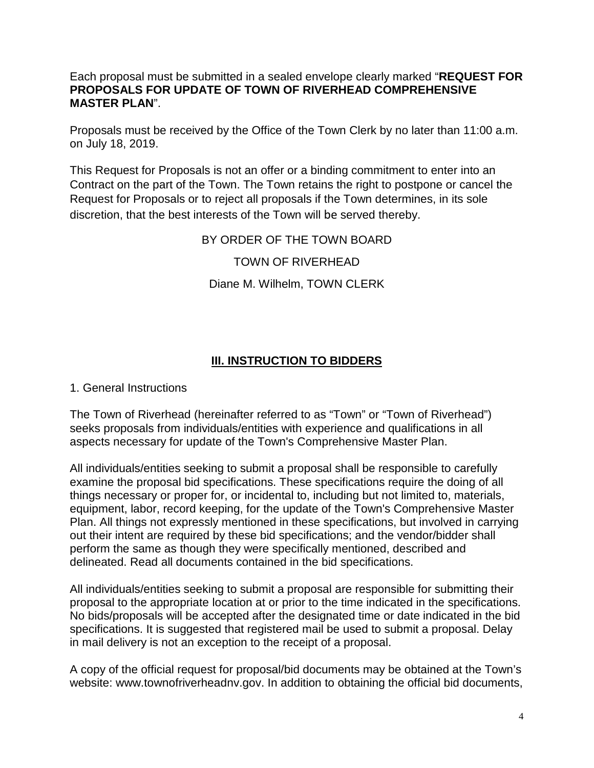Each proposal must be submitted in a sealed envelope clearly marked "**REQUEST FOR PROPOSALS FOR UPDATE OF TOWN OF RIVERHEAD COMPREHENSIVE MASTER PLAN**".

Proposals must be received by the Office of the Town Clerk by no later than 11:00 a.m. on July 18, 2019.

This Request for Proposals is not an offer or a binding commitment to enter into an Contract on the part of the Town. The Town retains the right to postpone or cancel the Request for Proposals or to reject all proposals if the Town determines, in its sole discretion, that the best interests of the Town will be served thereby.

BY ORDER OF THE TOWN BOARD

TOWN OF RIVERHEAD

Diane M. Wilhelm, TOWN CLERK

## III. INSTRUCTION TO BIDDERS

1. General Instructions

The Town of Riverhead (hereinafter referred to as "Town" or "Town of Riverhead") seeks proposals from individuals/entities with experience and qualifications in all aspects necessary for update of the Town's Comprehensive Master Plan.

All individuals/entities seeking to submit a proposal shall be responsible to carefully examine the proposal bid specifications. These specifications require the doing of all things necessary or proper for, or incidental to, including but not limited to, materials, equipment, labor, record keeping, for the update of the Town's Comprehensive Master Plan. All things not expressly mentioned in these specifications, but involved in carrying out their intent are required by these bid specifications; and the vendor/bidder shall perform the same as though they were specifically mentioned, described and delineated. Read all documents contained in the bid specifications.

All individuals/entities seeking to submit a proposal are responsible for submitting their proposal to the appropriate location at or prior to the time indicated in the specifications. No bids/proposals will be accepted after the designated time or date indicated in the bid specifications. It is suggested that registered mail be used to submit a proposal. Delay in mail delivery is not an exception to the receipt of a proposal.

A copy of the official request for proposal/bid documents may be obtained at the Town's website: www.townofriverheadnv.gov. In addition to obtaining the official bid documents,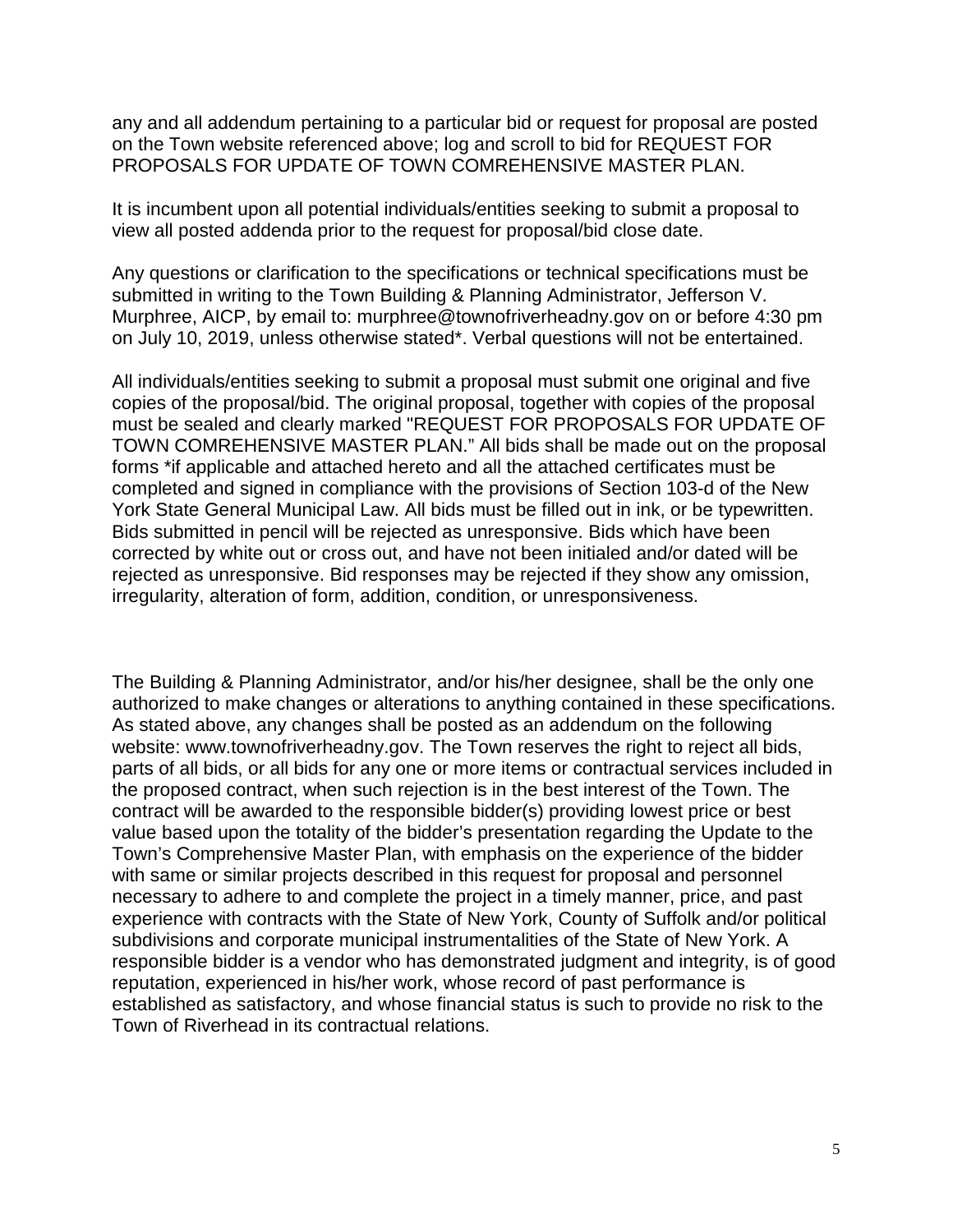any and all addendum pertaining to a particular bid or request for proposal are posted on the Town website referenced above; log and scroll to bid for REQUEST FOR PROPOSALS FOR UPDATE OF TOWN COMREHENSIVE MASTER PLAN.

It is incumbent upon all potential individuals/entities seeking to submit a proposal to view all posted addenda prior to the request for proposal/bid close date.

Any questions or clarification to the specifications or technical specifications must be submitted in writing to the Town Building & Planning Administrator, Jefferson V. Murphree, AICP, by email to: murphree@townofriverheadny.gov on or before 4:30 pm on July 10, 2019, unless otherwise stated*. Verbal questions will not be entertained.

All individuals/entities seeking to submit a proposal must submit one original and five copies of the proposal/bid. The original proposal, together with copies of the proposal must be sealed and clearly marked "REQUEST FOR PROPOSALS FOR UPDATE OF TOWN COMREHENSIVE MASTER PLAN." All bids shall be made out on the proposal forms *if applicable and attached hereto and all the attached certificates must be completed and signed in compliance with the provisions of Section 103-d of the New York State General Municipal Law. All bids must be filled out in ink, or be typewritten. Bids submitted in pencil will be rejected as unresponsive. Bids which have been corrected by white out or cross out, and have not been initialed and/or dated will be rejected as unresponsive. Bid responses may be rejected if they show any omission, irregularity, alteration of form, addition, condition, or unresponsiveness.

The Building & Planning Administrator, and/or his/her designee, shall be the only one authorized to make changes or alterations to anything contained in these specifications. As stated above, any changes shall be posted as an addendum on the following website: www.townofriverheadny.gov. The Town reserves the right to reject all bids, parts of all bids, or all bids for any one or more items or contractual services included in the proposed contract, when such rejection is in the best interest of the Town. The contract will be awarded to the responsible bidder(s) providing lowest price or best value based upon the totality of the bidder's presentation regarding the Update to the Town's Comprehensive Master Plan, with emphasis on the experience of the bidder with same or similar projects described in this request for proposal and personnel necessary to adhere to and complete the project in a timely manner, price, and past experience with contracts with the State of New York, County of Suffolk and/or political subdivisions and corporate municipal instrumentalities of the State of New York. A responsible bidder is a vendor who has demonstrated judgment and integrity, is of good reputation, experienced in his/her work, whose record of past performance is established as satisfactory, and whose financial status is such to provide no risk to the Town of Riverhead in its contractual relations.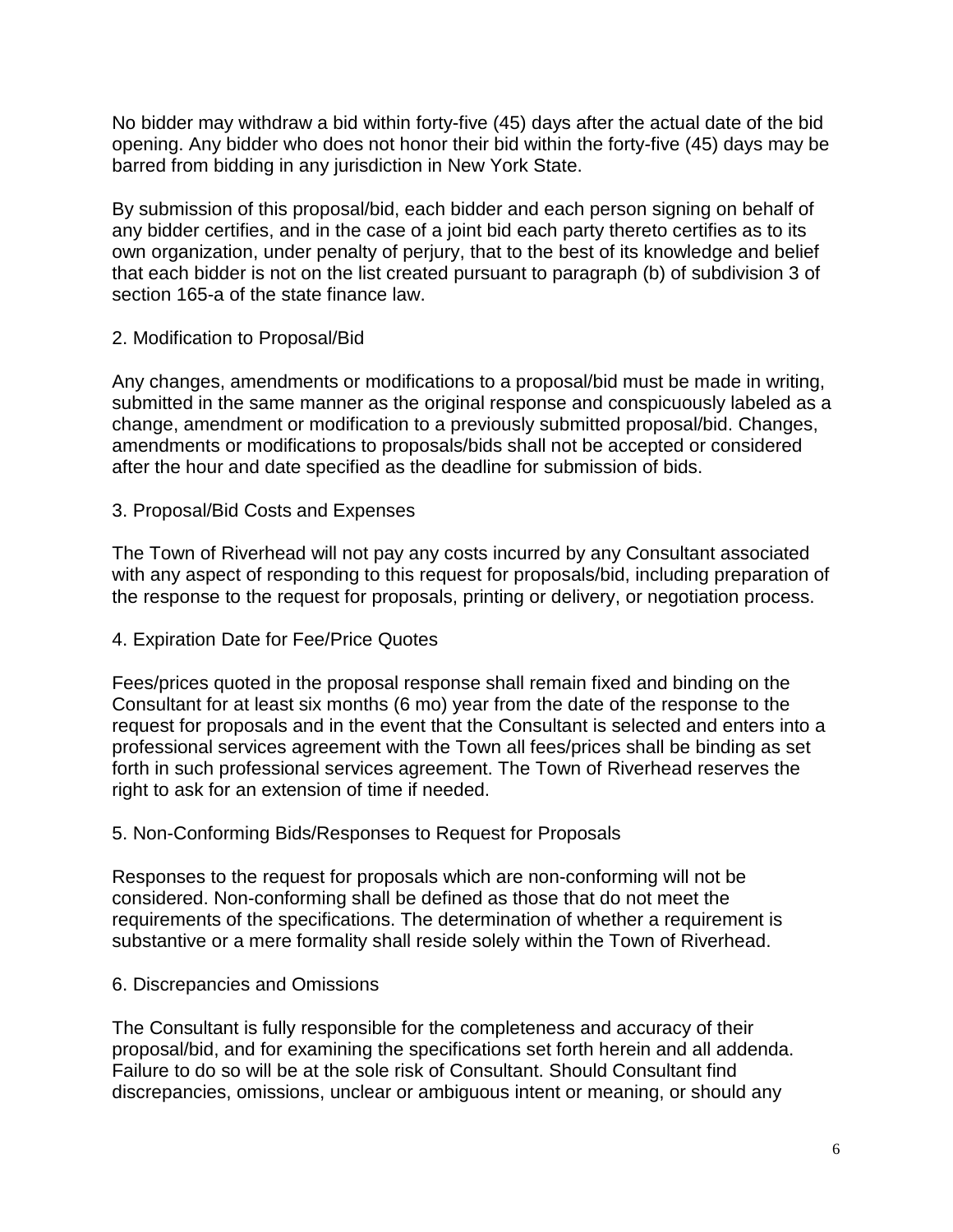No bidder may withdraw a bid within forty-five (45) days after the actual date of the bid opening. Any bidder who does not honor their bid within the forty-five (45) days may be barred from bidding in any jurisdiction in New York State.

By submission of this proposal/bid, each bidder and each person signing on behalf of any bidder certifies, and in the case of a joint bid each party thereto certifies as to its own organization, under penalty of perjury, that to the best of its knowledge and belief that each bidder is not on the list created pursuant to paragraph (b) of subdivision 3 of section 165-a of the state finance law.

2. Modification to Proposal/Bid

Any changes, amendments or modifications to a proposal/bid must be made in writing, submitted in the same manner as the original response and conspicuously labeled as a change, amendment or modification to a previously submitted proposal/bid. Changes, amendments or modifications to proposals/bids shall not be accepted or considered after the hour and date specified as the deadline for submission of bids.

3. Proposal/Bid Costs and Expenses

The Town of Riverhead will not pay any costs incurred by any Consultant associated with any aspect of responding to this request for proposals/bid, including preparation of the response to the request for proposals, printing or delivery, or negotiation process.

4. Expiration Date for Fee/Price Quotes

Fees/prices quoted in the proposal response shall remain fixed and binding on the Consultant for at least six months (6 mo) year from the date of the response to the request for proposals and in the event that the Consultant is selected and enters into a professional services agreement with the Town all fees/prices shall be binding as set forth in such professional services agreement. The Town of Riverhead reserves the right to ask for an extension of time if needed.

5. Non-Conforming Bids/Responses to Request for Proposals

Responses to the request for proposals which are non-conforming will not be considered. Non-conforming shall be defined as those that do not meet the requirements of the specifications. The determination of whether a requirement is substantive or a mere formality shall reside solely within the Town of Riverhead.

6. Discrepancies and Omissions

The Consultant is fully responsible for the completeness and accuracy of their proposal/bid, and for examining the specifications set forth herein and all addenda. Failure to do so will be at the sole risk of Consultant. Should Consultant find discrepancies, omissions, unclear or ambiguous intent or meaning, or should any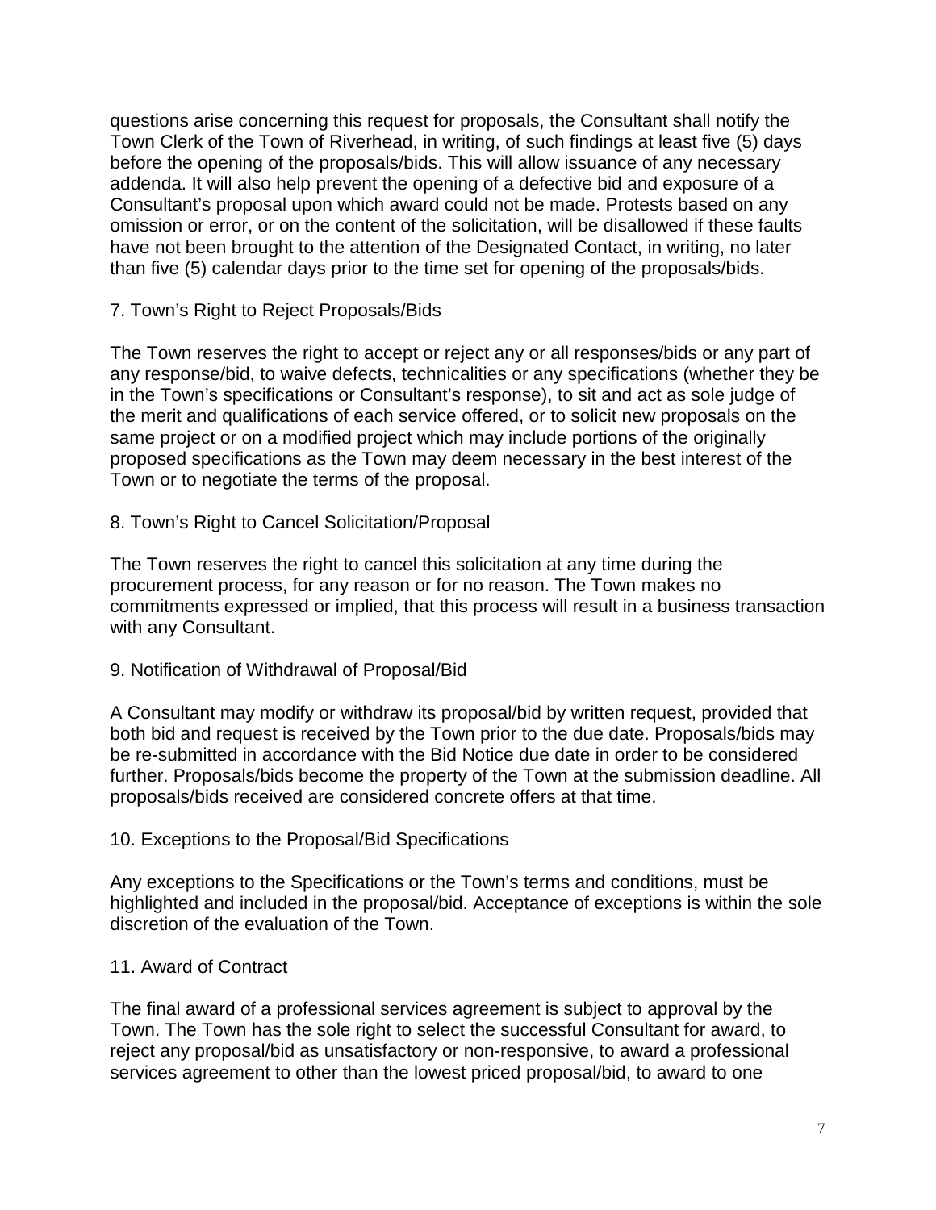questions arise concerning this request for proposals, the Consultant shall notify the Town Clerk of the Town of Riverhead, in writing, of such findings at least five (5) days before the opening of the proposals/bids. This will allow issuance of any necessary addenda. It will also help prevent the opening of a defective bid and exposure of a Consultant's proposal upon which award could not be made. Protests based on any omission or error, or on the content of the solicitation, will be disallowed if these faults have not been brought to the attention of the Designated Contact, in writing, no later than five (5) calendar days prior to the time set for opening of the proposals/bids.

7. Town's Right to Reject Proposals/Bids

The Town reserves the right to accept or reject any or all responses/bids or any part of any response/bid, to waive defects, technicalities or any specifications (whether they be in the Town's specifications or Consultant's response), to sit and act as sole judge of the merit and qualifications of each service offered, or to solicit new proposals on the same project or on a modified project which may include portions of the originally proposed specifications as the Town may deem necessary in the best interest of the Town or to negotiate the terms of the proposal.

8. Town's Right to Cancel Solicitation/Proposal

The Town reserves the right to cancel this solicitation at any time during the procurement process, for any reason or for no reason. The Town makes no commitments expressed or implied, that this process will result in a business transaction with any Consultant.

9. Notification of Withdrawal of Proposal/Bid

A Consultant may modify or withdraw its proposal/bid by written request, provided that both bid and request is received by the Town prior to the due date. Proposals/bids may be re-submitted in accordance with the Bid Notice due date in order to be considered further. Proposals/bids become the property of the Town at the submission deadline. All proposals/bids received are considered concrete offers at that time.

10. Exceptions to the Proposal/Bid Specifications

Any exceptions to the Specifications or the Town's terms and conditions, must be highlighted and included in the proposal/bid. Acceptance of exceptions is within the sole discretion of the evaluation of the Town.

11. Award of Contract

The final award of a professional services agreement is subject to approval by the Town. The Town has the sole right to select the successful Consultant for award, to reject any proposal/bid as unsatisfactory or non-responsive, to award a professional services agreement to other than the lowest priced proposal/bid, to award to one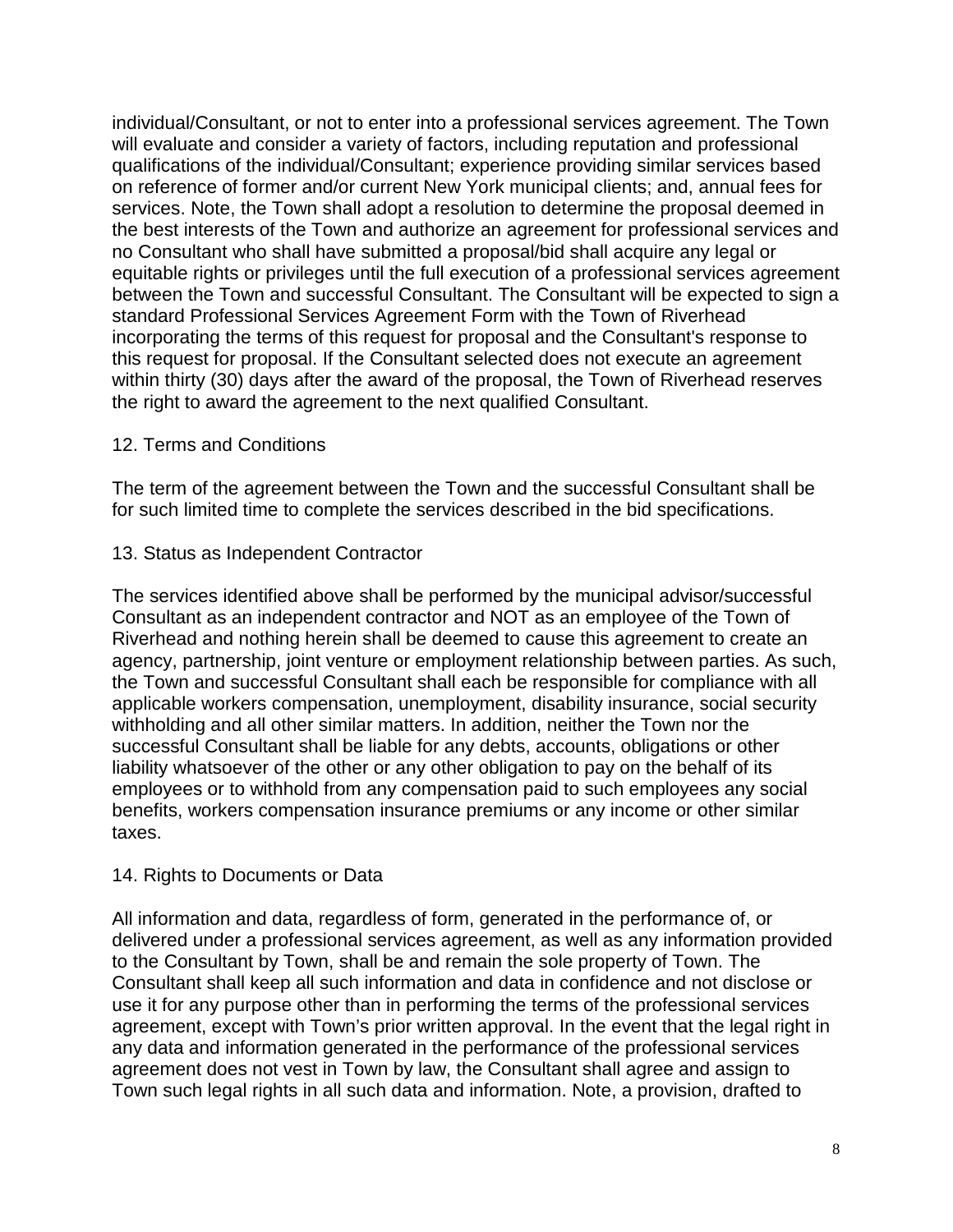individual/Consultant, or not to enter into a professional services agreement. The Town will evaluate and consider a variety of factors, including reputation and professional qualifications of the individual/Consultant; experience providing similar services based on reference of former and/or current New York municipal clients; and, annual fees for services. Note, the Town shall adopt a resolution to determine the proposal deemed in the best interests of the Town and authorize an agreement for professional services and no Consultant who shall have submitted a proposal/bid shall acquire any legal or equitable rights or privileges until the full execution of a professional services agreement between the Town and successful Consultant. The Consultant will be expected to sign a standard Professional Services Agreement Form with the Town of Riverhead incorporating the terms of this request for proposal and the Consultant's response to this request for proposal. If the Consultant selected does not execute an agreement within thirty (30) days after the award of the proposal, the Town of Riverhead reserves the right to award the agreement to the next qualified Consultant.

12. Terms and Conditions

The term of the agreement between the Town and the successful Consultant shall be for such limited time to complete the services described in the bid specifications.

13. Status as Independent Contractor

The services identified above shall be performed by the municipal advisor/successful Consultant as an independent contractor and NOT as an employee of the Town of Riverhead and nothing herein shall be deemed to cause this agreement to create an agency, partnership, joint venture or employment relationship between parties. As such, the Town and successful Consultant shall each be responsible for compliance with all applicable workers compensation, unemployment, disability insurance, social security withholding and all other similar matters. In addition, neither the Town nor the successful Consultant shall be liable for any debts, accounts, obligations or other liability whatsoever of the other or any other obligation to pay on the behalf of its employees or to withhold from any compensation paid to such employees any social benefits, workers compensation insurance premiums or any income or other similar taxes.

14. Rights to Documents or Data

All information and data, regardless of form, generated in the performance of, or delivered under a professional services agreement, as well as any information provided to the Consultant by Town, shall be and remain the sole property of Town. The Consultant shall keep all such information and data in confidence and not disclose or use it for any purpose other than in performing the terms of the professional services agreement, except with Town's prior written approval. In the event that the legal right in any data and information generated in the performance of the professional services agreement does not vest in Town by law, the Consultant shall agree and assign to Town such legal rights in all such data and information. Note, a provision, drafted to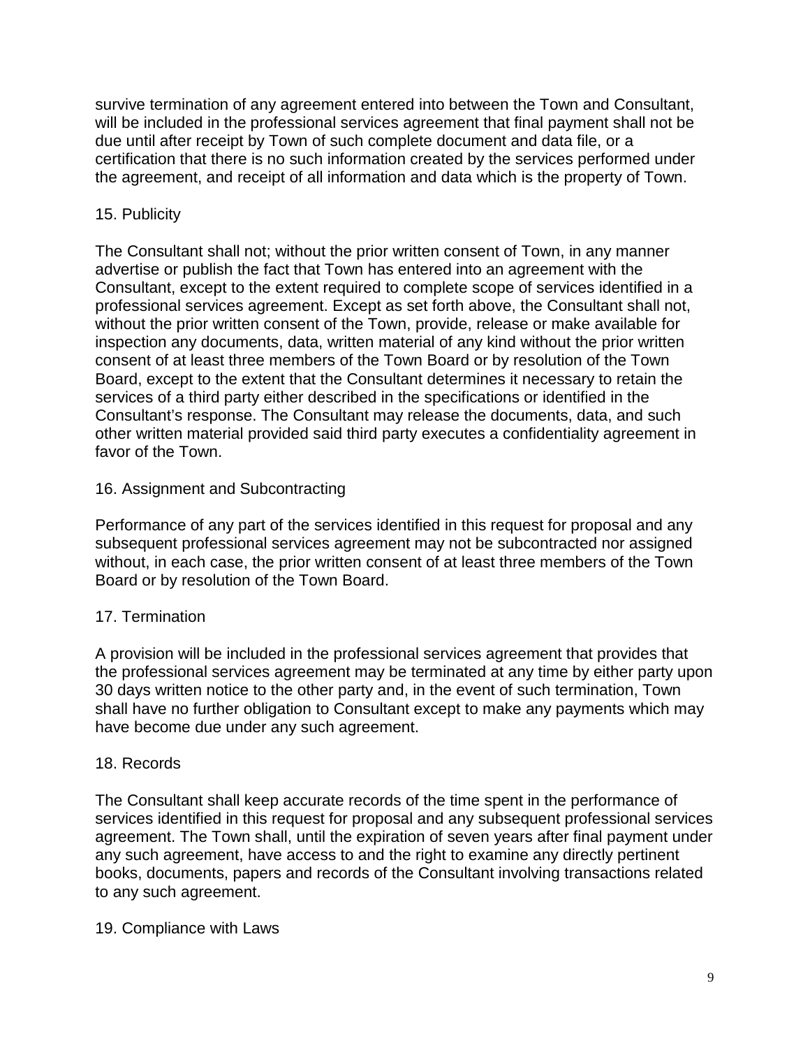survive termination of any agreement entered into between the Town and Consultant, will be included in the professional services agreement that final payment shall not be due until after receipt by Town of such complete document and data file, or a certification that there is no such information created by the services performed under the agreement, and receipt of all information and data which is the property of Town.

15. Publicity

The Consultant shall not; without the prior written consent of Town, in any manner advertise or publish the fact that Town has entered into an agreement with the Consultant, except to the extent required to complete scope of services identified in a professional services agreement. Except as set forth above, the Consultant shall not, without the prior written consent of the Town, provide, release or make available for inspection any documents, data, written material of any kind without the prior written consent of at least three members of the Town Board or by resolution of the Town Board, except to the extent that the Consultant determines it necessary to retain the services of a third party either described in the specifications or identified in the Consultant's response. The Consultant may release the documents, data, and such other written material provided said third party executes a confidentiality agreement in favor of the Town.

16. Assignment and Subcontracting

Performance of any part of the services identified in this request for proposal and any subsequent professional services agreement may not be subcontracted nor assigned without, in each case, the prior written consent of at least three members of the Town Board or by resolution of the Town Board.

17. Termination

A provision will be included in the professional services agreement that provides that the professional services agreement may be terminated at any time by either party upon 30 days written notice to the other party and, in the event of such termination, Town shall have no further obligation to Consultant except to make any payments which may have become due under any such agreement.

18. Records

The Consultant shall keep accurate records of the time spent in the performance of services identified in this request for proposal and any subsequent professional services agreement. The Town shall, until the expiration of seven years after final payment under any such agreement, have access to and the right to examine any directly pertinent books, documents, papers and records of the Consultant involving transactions related to any such agreement.

19. Compliance with Laws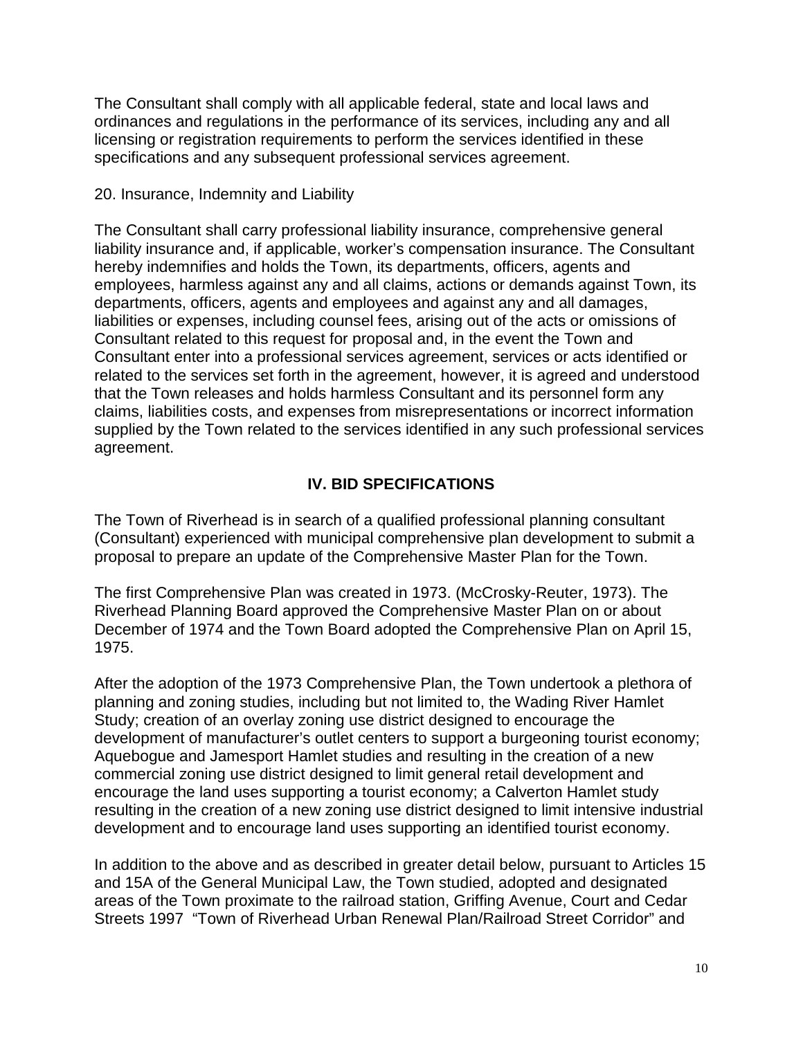The Consultant shall comply with all applicable federal, state and local laws and ordinances and regulations in the performance of its services, including any and all licensing or registration requirements to perform the services identified in these specifications and any subsequent professional services agreement.

20. Insurance, Indemnity and Liability

The Consultant shall carry professional liability insurance, comprehensive general liability insurance and, if applicable, worker's compensation insurance. The Consultant hereby indemnifies and holds the Town, its departments, officers, agents and employees, harmless against any and all claims, actions or demands against Town, its departments, officers, agents and employees and against any and all damages, liabilities or expenses, including counsel fees, arising out of the acts or omissions of Consultant related to this request for proposal and, in the event the Town and Consultant enter into a professional services agreement, services or acts identified or related to the services set forth in the agreement, however, it is agreed and understood that the Town releases and holds harmless Consultant and its personnel form any claims, liabilities costs, and expenses from misrepresentations or incorrect information supplied by the Town related to the services identified in any such professional services agreement.

## IV. BID SPECIFICATIONS

The Town of Riverhead is in search of a qualified professional planning consultant (Consultant) experienced with municipal comprehensive plan development to submit a proposal to prepare an update of the Comprehensive Master Plan for the Town.

The first Comprehensive Plan was created in 1973. (McCrosky-Reuter, 1973). The Riverhead Planning Board approved the Comprehensive Master Plan on or about December of 1974 and the Town Board adopted the Comprehensive Plan on April 15, 1975.

After the adoption of the 1973 Comprehensive Plan, the Town undertook a plethora of planning and zoning studies, including but not limited to, the Wading River Hamlet Study; creation of an overlay zoning use district designed to encourage the development of manufacturer's outlet centers to support a burgeoning tourist economy; Aquebogue and Jamesport Hamlet studies and resulting in the creation of a new commercial zoning use district designed to limit general retail development and encourage the land uses supporting a tourist economy; a Calverton Hamlet study resulting in the creation of a new zoning use district designed to limit intensive industrial development and to encourage land uses supporting an identified tourist economy.

In addition to the above and as described in greater detail below, pursuant to Articles 15 and 15A of the General Municipal Law, the Town studied, adopted and designated areas of the Town proximate to the railroad station, Griffing Avenue, Court and Cedar Streets 1997 "Town of Riverhead Urban Renewal Plan/Railroad Street Corridor" and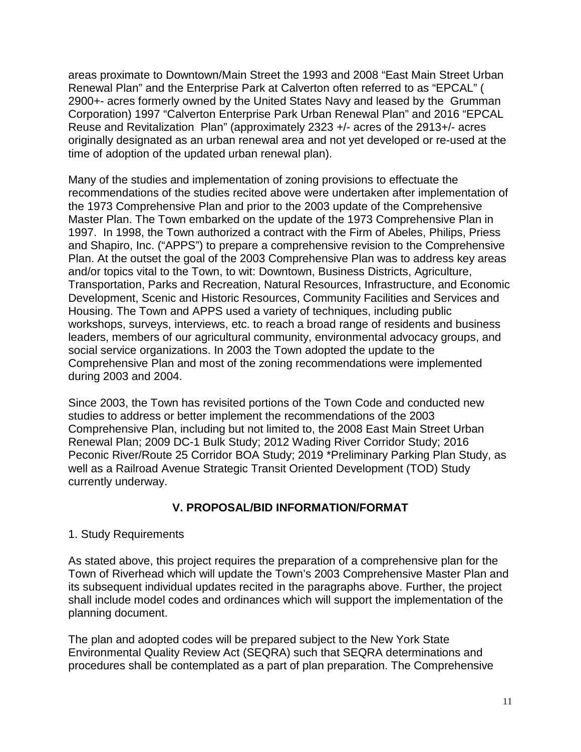areas proximate to Downtown/Main Street the 1993 and 2008 "East Main Street Urban Renewal Plan" and the Enterprise Park at Calverton often referred to as "EPCAL" ( 2900+- acres formerly owned by the United States Navy and leased by the Grumman Corporation) 1997 "Calverton Enterprise Park Urban Renewal Plan" and 2016 "EPCAL Reuse and Revitalization Plan" (approximately 2323 +/- acres of the 2913+/- acres originally designated as an urban renewal area and not yet developed or re-used at the time of adoption of the updated urban renewal plan).

Many of the studies and implementation of zoning provisions to effectuate the recommendations of the studies recited above were undertaken after implementation of the 1973 Comprehensive Plan and prior to the 2003 update of the Comprehensive Master Plan. The Town embarked on the update of the 1973 Comprehensive Plan in 1997. In 1998, the Town authorized a contract with the Firm of Abeles, Philips, Priess and Shapiro, Inc. ("APPS") to prepare a comprehensive revision to the Comprehensive Plan. At the outset the goal of the 2003 Comprehensive Plan was to address key areas and/or topics vital to the Town, to wit: Downtown, Business Districts, Agriculture, Transportation, Parks and Recreation, Natural Resources, Infrastructure, and Economic Development, Scenic and Historic Resources, Community Facilities and Services and Housing. The Town and APPS used a variety of techniques, including public workshops, surveys, interviews, etc. to reach a broad range of residents and business leaders, members of our agricultural community, environmental advocacy groups, and social service organizations. In 2003 the Town adopted the update to the Comprehensive Plan and most of the zoning recommendations were implemented during 2003 and 2004.

Since 2003, the Town has revisited portions of the Town Code and conducted new studies to address or better implement the recommendations of the 2003 Comprehensive Plan, including but not limited to, the 2008 East Main Street Urban Renewal Plan; 2009 DC-1 Bulk Study; 2012 Wading River Corridor Study; 2016 Peconic River/Route 25 Corridor BOA Study; 2019 *Preliminary Parking Plan Study, as well as a Railroad Avenue Strategic Transit Oriented Development (TOD) Study currently underway.

## V. PROPOSAL/BID INFORMATION/FORMAT

1. Study Requirements

As stated above, this project requires the preparation of a comprehensive plan for the Town of Riverhead which will update the Town's 2003 Comprehensive Master Plan and its subsequent individual updates recited in the paragraphs above. Further, the project shall include model codes and ordinances which will support the implementation of the planning document.

The plan and adopted codes will be prepared subject to the New York State Environmental Quality Review Act (SEQRA) such that SEQRA determinations and procedures shall be contemplated as a part of plan preparation. The Comprehensive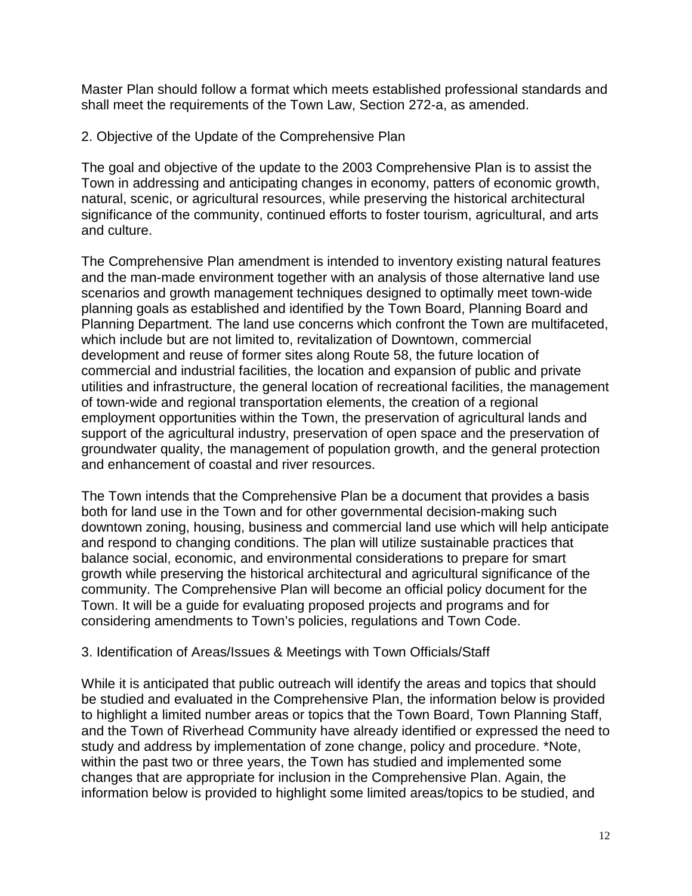Master Plan should follow a format which meets established professional standards and shall meet the requirements of the Town Law, Section 272-a, as amended.

2. Objective of the Update of the Comprehensive Plan

The goal and objective of the update to the 2003 Comprehensive Plan is to assist the Town in addressing and anticipating changes in economy, patters of economic growth, natural, scenic, or agricultural resources, while preserving the historical architectural significance of the community, continued efforts to foster tourism, agricultural, and arts and culture.

The Comprehensive Plan amendment is intended to inventory existing natural features and the man-made environment together with an analysis of those alternative land use scenarios and growth management techniques designed to optimally meet town-wide planning goals as established and identified by the Town Board, Planning Board and Planning Department. The land use concerns which confront the Town are multifaceted, which include but are not limited to, revitalization of Downtown, commercial development and reuse of former sites along Route 58, the future location of commercial and industrial facilities, the location and expansion of public and private utilities and infrastructure, the general location of recreational facilities, the management of town-wide and regional transportation elements, the creation of a regional employment opportunities within the Town, the preservation of agricultural lands and support of the agricultural industry, preservation of open space and the preservation of groundwater quality, the management of population growth, and the general protection and enhancement of coastal and river resources.

The Town intends that the Comprehensive Plan be a document that provides a basis both for land use in the Town and for other governmental decision-making such downtown zoning, housing, business and commercial land use which will help anticipate and respond to changing conditions. The plan will utilize sustainable practices that balance social, economic, and environmental considerations to prepare for smart growth while preserving the historical architectural and agricultural significance of the community. The Comprehensive Plan will become an official policy document for the Town. It will be a guide for evaluating proposed projects and programs and for considering amendments to Town's policies, regulations and Town Code.

3. Identification of Areas/Issues & Meetings with Town Officials/Staff

While it is anticipated that public outreach will identify the areas and topics that should be studied and evaluated in the Comprehensive Plan, the information below is provided to highlight a limited number areas or topics that the Town Board, Town Planning Staff, and the Town of Riverhead Community have already identified or expressed the need to study and address by implementation of zone change, policy and procedure. *Note, within the past two or three years, the Town has studied and implemented some changes that are appropriate for inclusion in the Comprehensive Plan. Again, the information below is provided to highlight some limited areas/topics to be studied, and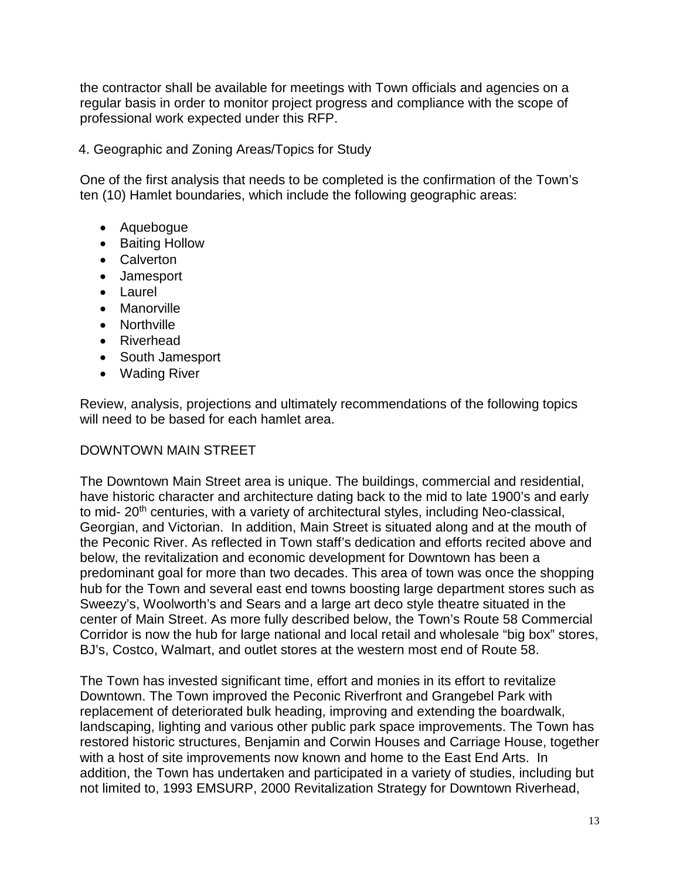the contractor shall be available for meetings with Town officials and agencies on a regular basis in order to monitor project progress and compliance with the scope of professional work expected under this RFP.

4. Geographic and Zoning Areas/Topics for Study

One of the first analysis that needs to be completed is the confirmation of the Town's ten (10) Hamlet boundaries, which include the following geographic areas:

- Aquebogue
- Baiting Hollow
- Calverton
- Jamesport
- Laurel
- Manorville
- Northville
- Riverhead
- South Jamesport
- Wading River

Review, analysis, projections and ultimately recommendations of the following topics will need to be based for each hamlet area.

DOWNTOWN MAIN STREET

The Downtown Main Street area is unique. The buildings, commercial and residential, have historic character and architecture dating back to the mid to late 1900's and early to mid- 20th centuries, with a variety of architectural styles, including Neo-classical, Georgian, and Victorian. In addition, Main Street is situated along and at the mouth of the Peconic River. As reflected in Town staff's dedication and efforts recited above and below, the revitalization and economic development for Downtown has been a predominant goal for more than two decades. This area of town was once the shopping hub for the Town and several east end towns boosting large department stores such as Sweezy's, Woolworth's and Sears and a large art deco style theatre situated in the center of Main Street. As more fully described below, the Town's Route 58 Commercial Corridor is now the hub for large national and local retail and wholesale "big box" stores, BJ's, Costco, Walmart, and outlet stores at the western most end of Route 58.

The Town has invested significant time, effort and monies in its effort to revitalize Downtown. The Town improved the Peconic Riverfront and Grangebel Park with replacement of deteriorated bulk heading, improving and extending the boardwalk, landscaping, lighting and various other public park space improvements. The Town has restored historic structures, Benjamin and Corwin Houses and Carriage House, together with a host of site improvements now known and home to the East End Arts. In addition, the Town has undertaken and participated in a variety of studies, including but not limited to, 1993 EMSURP, 2000 Revitalization Strategy for Downtown Riverhead,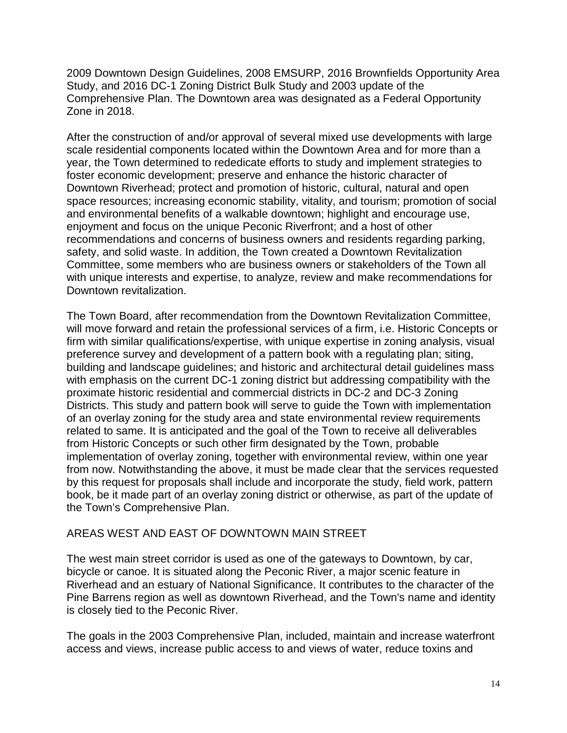2009 Downtown Design Guidelines, 2008 EMSURP, 2016 Brownfields Opportunity Area Study, and 2016 DC-1 Zoning District Bulk Study and 2003 update of the Comprehensive Plan. The Downtown area was designated as a Federal Opportunity Zone in 2018.

After the construction of and/or approval of several mixed use developments with large scale residential components located within the Downtown Area and for more than a year, the Town determined to rededicate efforts to study and implement strategies to foster economic development; preserve and enhance the historic character of Downtown Riverhead; protect and promotion of historic, cultural, natural and open space resources; increasing economic stability, vitality, and tourism; promotion of social and environmental benefits of a walkable downtown; highlight and encourage use, enjoyment and focus on the unique Peconic Riverfront; and a host of other recommendations and concerns of business owners and residents regarding parking, safety, and solid waste. In addition, the Town created a Downtown Revitalization Committee, some members who are business owners or stakeholders of the Town all with unique interests and expertise, to analyze, review and make recommendations for Downtown revitalization.

The Town Board, after recommendation from the Downtown Revitalization Committee, will move forward and retain the professional services of a firm, i.e. Historic Concepts or firm with similar qualifications/expertise, with unique expertise in zoning analysis, visual preference survey and development of a pattern book with a regulating plan; siting, building and landscape guidelines; and historic and architectural detail guidelines mass with emphasis on the current DC-1 zoning district but addressing compatibility with the proximate historic residential and commercial districts in DC-2 and DC-3 Zoning Districts. This study and pattern book will serve to guide the Town with implementation of an overlay zoning for the study area and state environmental review requirements related to same. It is anticipated and the goal of the Town to receive all deliverables from Historic Concepts or such other firm designated by the Town, probable implementation of overlay zoning, together with environmental review, within one year from now. Notwithstanding the above, it must be made clear that the services requested by this request for proposals shall include and incorporate the study, field work, pattern book, be it made part of an overlay zoning district or otherwise, as part of the update of the Town's Comprehensive Plan.

AREAS WEST AND EAST OF DOWNTOWN MAIN STREET

The west main street corridor is used as one of the gateways to Downtown, by car, bicycle or canoe. It is situated along the Peconic River, a major scenic feature in Riverhead and an estuary of National Significance. It contributes to the character of the Pine Barrens region as well as downtown Riverhead, and the Town's name and identity is closely tied to the Peconic River.

The goals in the 2003 Comprehensive Plan, included, maintain and increase waterfront access and views, increase public access to and views of water, reduce toxins and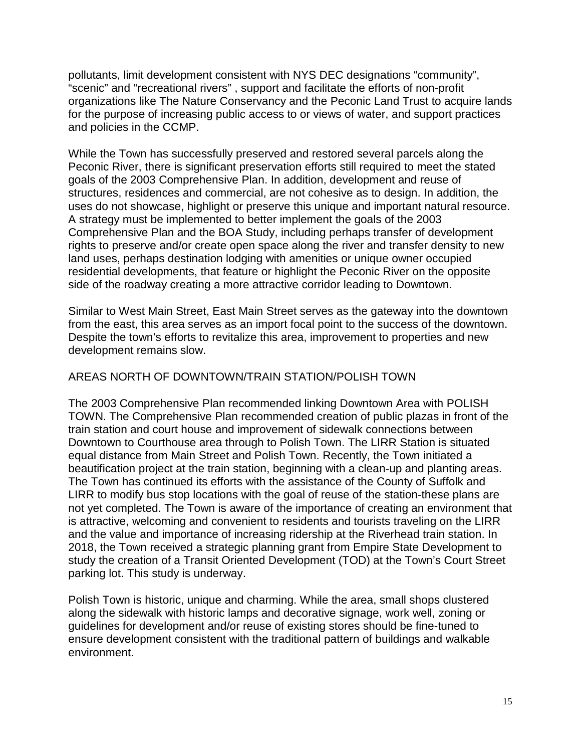pollutants, limit development consistent with NYS DEC designations "community", "scenic" and "recreational rivers" , support and facilitate the efforts of non-profit organizations like The Nature Conservancy and the Peconic Land Trust to acquire lands for the purpose of increasing public access to or views of water, and support practices and policies in the CCMP.

While the Town has successfully preserved and restored several parcels along the Peconic River, there is significant preservation efforts still required to meet the stated goals of the 2003 Comprehensive Plan. In addition, development and reuse of structures, residences and commercial, are not cohesive as to design. In addition, the uses do not showcase, highlight or preserve this unique and important natural resource. A strategy must be implemented to better implement the goals of the 2003 Comprehensive Plan and the BOA Study, including perhaps transfer of development rights to preserve and/or create open space along the river and transfer density to new land uses, perhaps destination lodging with amenities or unique owner occupied residential developments, that feature or highlight the Peconic River on the opposite side of the roadway creating a more attractive corridor leading to Downtown.

Similar to West Main Street, East Main Street serves as the gateway into the downtown from the east, this area serves as an import focal point to the success of the downtown. Despite the town's efforts to revitalize this area, improvement to properties and new development remains slow.

## AREAS NORTH OF DOWNTOWN/TRAIN STATION/POLISH TOWN

The 2003 Comprehensive Plan recommended linking Downtown Area with POLISH TOWN. The Comprehensive Plan recommended creation of public plazas in front of the train station and court house and improvement of sidewalk connections between Downtown to Courthouse area through to Polish Town. The LIRR Station is situated equal distance from Main Street and Polish Town. Recently, the Town initiated a beautification project at the train station, beginning with a clean-up and planting areas. The Town has continued its efforts with the assistance of the County of Suffolk and LIRR to modify bus stop locations with the goal of reuse of the station-these plans are not yet completed. The Town is aware of the importance of creating an environment that is attractive, welcoming and convenient to residents and tourists traveling on the LIRR and the value and importance of increasing ridership at the Riverhead train station. In 2018, the Town received a strategic planning grant from Empire State Development to study the creation of a Transit Oriented Development (TOD) at the Town's Court Street parking lot. This study is underway.

Polish Town is historic, unique and charming. While the area, small shops clustered along the sidewalk with historic lamps and decorative signage, work well, zoning or guidelines for development and/or reuse of existing stores should be fine-tuned to ensure development consistent with the traditional pattern of buildings and walkable environment.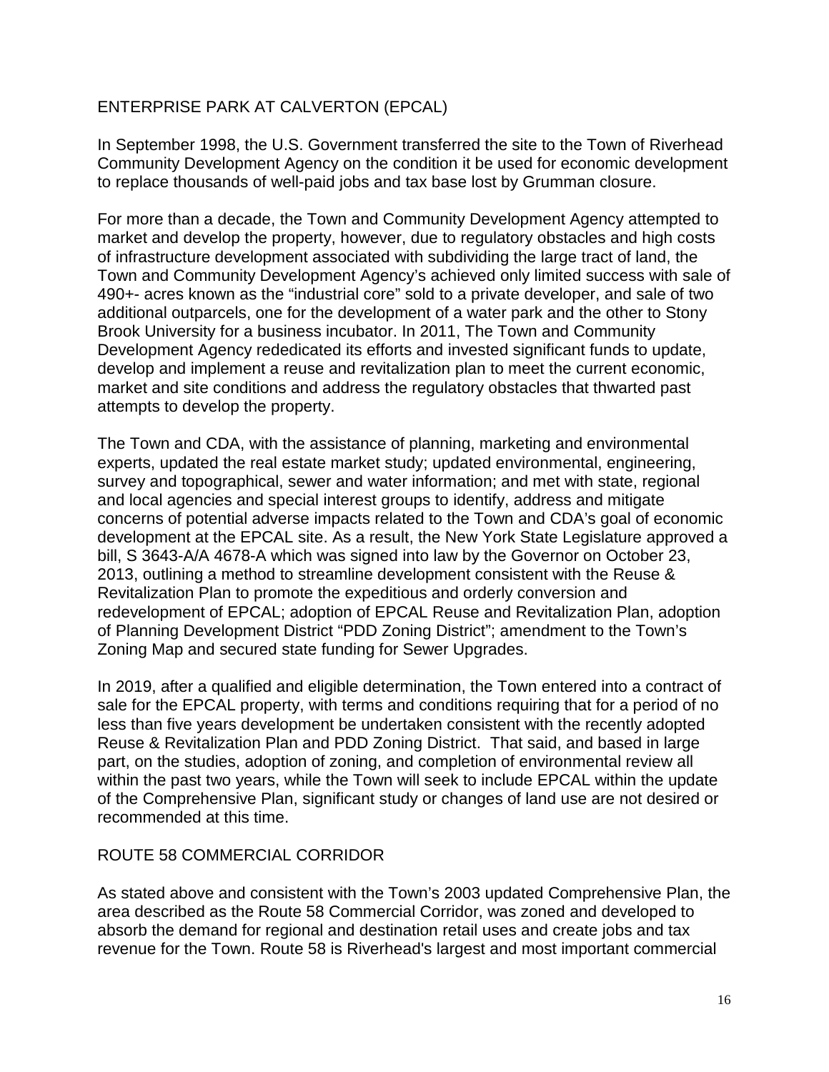## ENTERPRISE PARK AT CALVERTON (EPCAL)

In September 1998, the U.S. Government transferred the site to the Town of Riverhead Community Development Agency on the condition it be used for economic development to replace thousands of well-paid jobs and tax base lost by Grumman closure.

For more than a decade, the Town and Community Development Agency attempted to market and develop the property, however, due to regulatory obstacles and high costs of infrastructure development associated with subdividing the large tract of land, the Town and Community Development Agency's achieved only limited success with sale of 490+- acres known as the "industrial core" sold to a private developer, and sale of two additional outparcels, one for the development of a water park and the other to Stony Brook University for a business incubator. In 2011, The Town and Community Development Agency rededicated its efforts and invested significant funds to update, develop and implement a reuse and revitalization plan to meet the current economic, market and site conditions and address the regulatory obstacles that thwarted past attempts to develop the property.

The Town and CDA, with the assistance of planning, marketing and environmental experts, updated the real estate market study; updated environmental, engineering, survey and topographical, sewer and water information; and met with state, regional and local agencies and special interest groups to identify, address and mitigate concerns of potential adverse impacts related to the Town and CDA's goal of economic development at the EPCAL site. As a result, the New York State Legislature approved a bill, S 3643-A/A 4678-A which was signed into law by the Governor on October 23, 2013, outlining a method to streamline development consistent with the Reuse & Revitalization Plan to promote the expeditious and orderly conversion and redevelopment of EPCAL; adoption of EPCAL Reuse and Revitalization Plan, adoption of Planning Development District "PDD Zoning District"; amendment to the Town's Zoning Map and secured state funding for Sewer Upgrades.

In 2019, after a qualified and eligible determination, the Town entered into a contract of sale for the EPCAL property, with terms and conditions requiring that for a period of no less than five years development be undertaken consistent with the recently adopted Reuse & Revitalization Plan and PDD Zoning District. That said, and based in large part, on the studies, adoption of zoning, and completion of environmental review all within the past two years, while the Town will seek to include EPCAL within the update of the Comprehensive Plan, significant study or changes of land use are not desired or recommended at this time.

## ROUTE 58 COMMERCIAL CORRIDOR

As stated above and consistent with the Town's 2003 updated Comprehensive Plan, the area described as the Route 58 Commercial Corridor, was zoned and developed to absorb the demand for regional and destination retail uses and create jobs and tax revenue for the Town. Route 58 is Riverhead's largest and most important commercial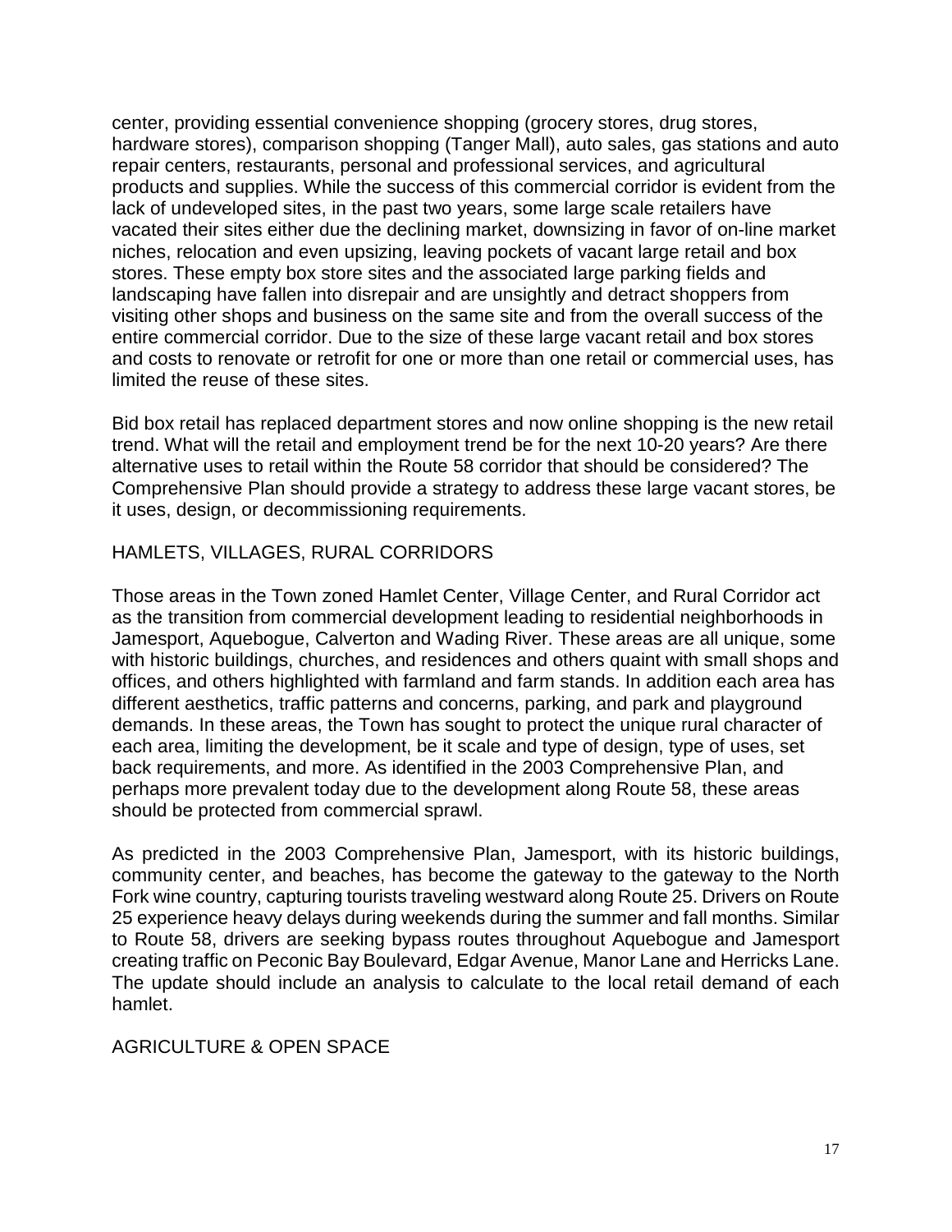center, providing essential convenience shopping (grocery stores, drug stores, hardware stores), comparison shopping (Tanger Mall), auto sales, gas stations and auto repair centers, restaurants, personal and professional services, and agricultural products and supplies. While the success of this commercial corridor is evident from the lack of undeveloped sites, in the past two years, some large scale retailers have vacated their sites either due the declining market, downsizing in favor of on-line market niches, relocation and even upsizing, leaving pockets of vacant large retail and box stores. These empty box store sites and the associated large parking fields and landscaping have fallen into disrepair and are unsightly and detract shoppers from visiting other shops and business on the same site and from the overall success of the entire commercial corridor. Due to the size of these large vacant retail and box stores and costs to renovate or retrofit for one or more than one retail or commercial uses, has limited the reuse of these sites.

Bid box retail has replaced department stores and now online shopping is the new retail trend. What will the retail and employment trend be for the next 10-20 years? Are there alternative uses to retail within the Route 58 corridor that should be considered? The Comprehensive Plan should provide a strategy to address these large vacant stores, be it uses, design, or decommissioning requirements.

## HAMLETS, VILLAGES, RURAL CORRIDORS

Those areas in the Town zoned Hamlet Center, Village Center, and Rural Corridor act as the transition from commercial development leading to residential neighborhoods in Jamesport, Aquebogue, Calverton and Wading River. These areas are all unique, some with historic buildings, churches, and residences and others quaint with small shops and offices, and others highlighted with farmland and farm stands. In addition each area has different aesthetics, traffic patterns and concerns, parking, and park and playground demands. In these areas, the Town has sought to protect the unique rural character of each area, limiting the development, be it scale and type of design, type of uses, set back requirements, and more. As identified in the 2003 Comprehensive Plan, and perhaps more prevalent today due to the development along Route 58, these areas should be protected from commercial sprawl.

As predicted in the 2003 Comprehensive Plan, Jamesport, with its historic buildings, community center, and beaches, has become the gateway to the gateway to the North Fork wine country, capturing tourists traveling westward along Route 25. Drivers on Route 25 experience heavy delays during weekends during the summer and fall months. Similar to Route 58, drivers are seeking bypass routes throughout Aquebogue and Jamesport creating traffic on Peconic Bay Boulevard, Edgar Avenue, Manor Lane and Herricks Lane. The update should include an analysis to calculate to the local retail demand of each hamlet.

## AGRICULTURE & OPEN SPACE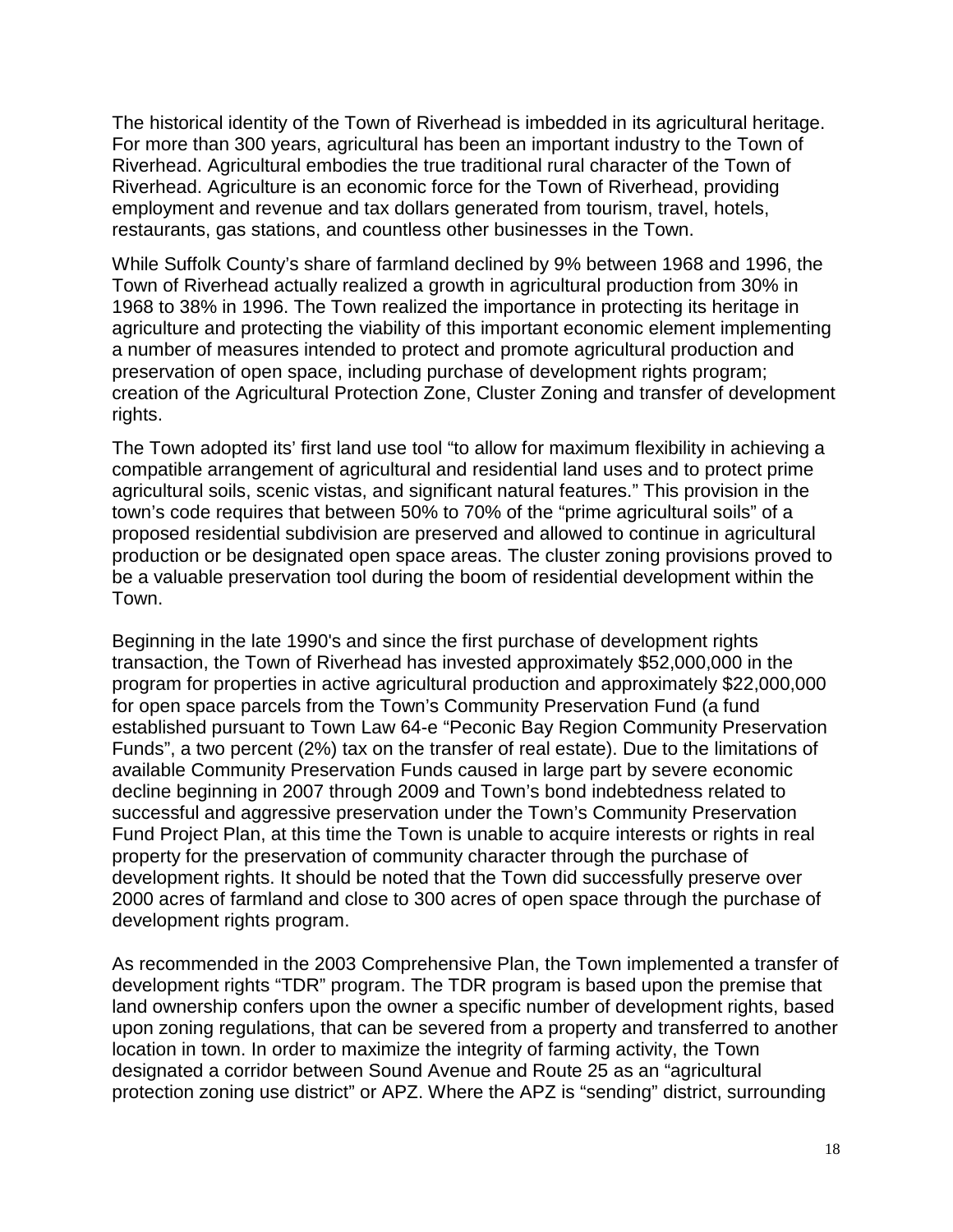The historical identity of the Town of Riverhead is imbedded in its agricultural heritage. For more than 300 years, agricultural has been an important industry to the Town of Riverhead. Agricultural embodies the true traditional rural character of the Town of Riverhead. Agriculture is an economic force for the Town of Riverhead, providing employment and revenue and tax dollars generated from tourism, travel, hotels, restaurants, gas stations, and countless other businesses in the Town.

While Suffolk County's share of farmland declined by 9% between 1968 and 1996, the Town of Riverhead actually realized a growth in agricultural production from 30% in 1968 to 38% in 1996. The Town realized the importance in protecting its heritage in agriculture and protecting the viability of this important economic element implementing a number of measures intended to protect and promote agricultural production and preservation of open space, including purchase of development rights program; creation of the Agricultural Protection Zone, Cluster Zoning and transfer of development rights.

The Town adopted its' first land use tool "to allow for maximum flexibility in achieving a compatible arrangement of agricultural and residential land uses and to protect prime agricultural soils, scenic vistas, and significant natural features." This provision in the town's code requires that between 50% to 70% of the "prime agricultural soils" of a proposed residential subdivision are preserved and allowed to continue in agricultural production or be designated open space areas. The cluster zoning provisions proved to be a valuable preservation tool during the boom of residential development within the Town.

Beginning in the late 1990's and since the first purchase of development rights transaction, the Town of Riverhead has invested approximately $52,000,000 in the program for properties in active agricultural production and approximately $22,000,000 for open space parcels from the Town's Community Preservation Fund (a fund established pursuant to Town Law 64-e "Peconic Bay Region Community Preservation Funds", a two percent (2%) tax on the transfer of real estate). Due to the limitations of available Community Preservation Funds caused in large part by severe economic decline beginning in 2007 through 2009 and Town's bond indebtedness related to successful and aggressive preservation under the Town's Community Preservation Fund Project Plan, at this time the Town is unable to acquire interests or rights in real property for the preservation of community character through the purchase of development rights. It should be noted that the Town did successfully preserve over 2000 acres of farmland and close to 300 acres of open space through the purchase of development rights program.

As recommended in the 2003 Comprehensive Plan, the Town implemented a transfer of development rights "TDR" program. The TDR program is based upon the premise that land ownership confers upon the owner a specific number of development rights, based upon zoning regulations, that can be severed from a property and transferred to another location in town. In order to maximize the integrity of farming activity, the Town designated a corridor between Sound Avenue and Route 25 as an "agricultural protection zoning use district" or APZ. Where the APZ is "sending" district, surrounding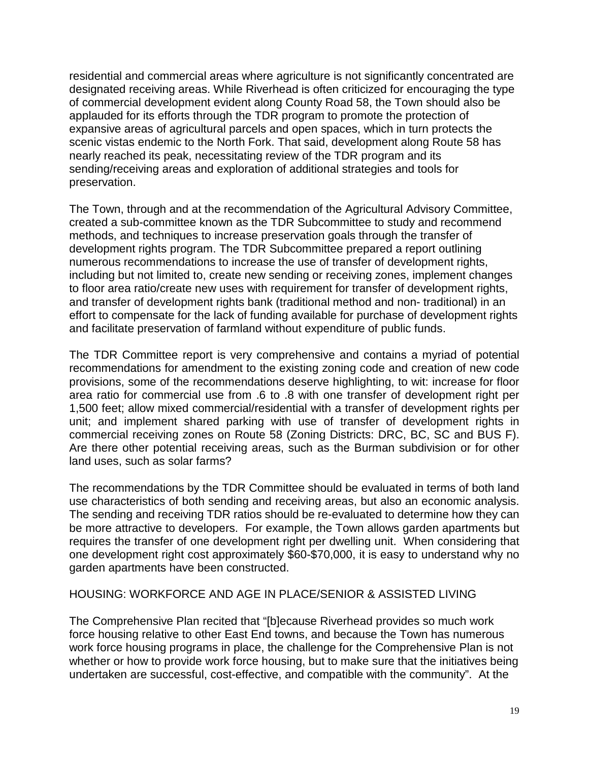residential and commercial areas where agriculture is not significantly concentrated are designated receiving areas. While Riverhead is often criticized for encouraging the type of commercial development evident along County Road 58, the Town should also be applauded for its efforts through the TDR program to promote the protection of expansive areas of agricultural parcels and open spaces, which in turn protects the scenic vistas endemic to the North Fork. That said, development along Route 58 has nearly reached its peak, necessitating review of the TDR program and its sending/receiving areas and exploration of additional strategies and tools for preservation.

The Town, through and at the recommendation of the Agricultural Advisory Committee, created a sub-committee known as the TDR Subcommittee to study and recommend methods, and techniques to increase preservation goals through the transfer of development rights program. The TDR Subcommittee prepared a report outlining numerous recommendations to increase the use of transfer of development rights, including but not limited to, create new sending or receiving zones, implement changes to floor area ratio/create new uses with requirement for transfer of development rights, and transfer of development rights bank (traditional method and non- traditional) in an effort to compensate for the lack of funding available for purchase of development rights and facilitate preservation of farmland without expenditure of public funds.

The TDR Committee report is very comprehensive and contains a myriad of potential recommendations for amendment to the existing zoning code and creation of new code provisions, some of the recommendations deserve highlighting, to wit: increase for floor area ratio for commercial use from .6 to .8 with one transfer of development right per 1,500 feet; allow mixed commercial/residential with a transfer of development rights per unit; and implement shared parking with use of transfer of development rights in commercial receiving zones on Route 58 (Zoning Districts: DRC, BC, SC and BUS F). Are there other potential receiving areas, such as the Burman subdivision or for other land uses, such as solar farms?

The recommendations by the TDR Committee should be evaluated in terms of both land use characteristics of both sending and receiving areas, but also an economic analysis. The sending and receiving TDR ratios should be re-evaluated to determine how they can be more attractive to developers. For example, the Town allows garden apartments but requires the transfer of one development right per dwelling unit. When considering that one development right cost approximately $60-$70,000, it is easy to understand why no garden apartments have been constructed.

## HOUSING: WORKFORCE AND AGE IN PLACE/SENIOR & ASSISTED LIVING

The Comprehensive Plan recited that "[b]ecause Riverhead provides so much work force housing relative to other East End towns, and because the Town has numerous work force housing programs in place, the challenge for the Comprehensive Plan is not whether or how to provide work force housing, but to make sure that the initiatives being undertaken are successful, cost-effective, and compatible with the community". At the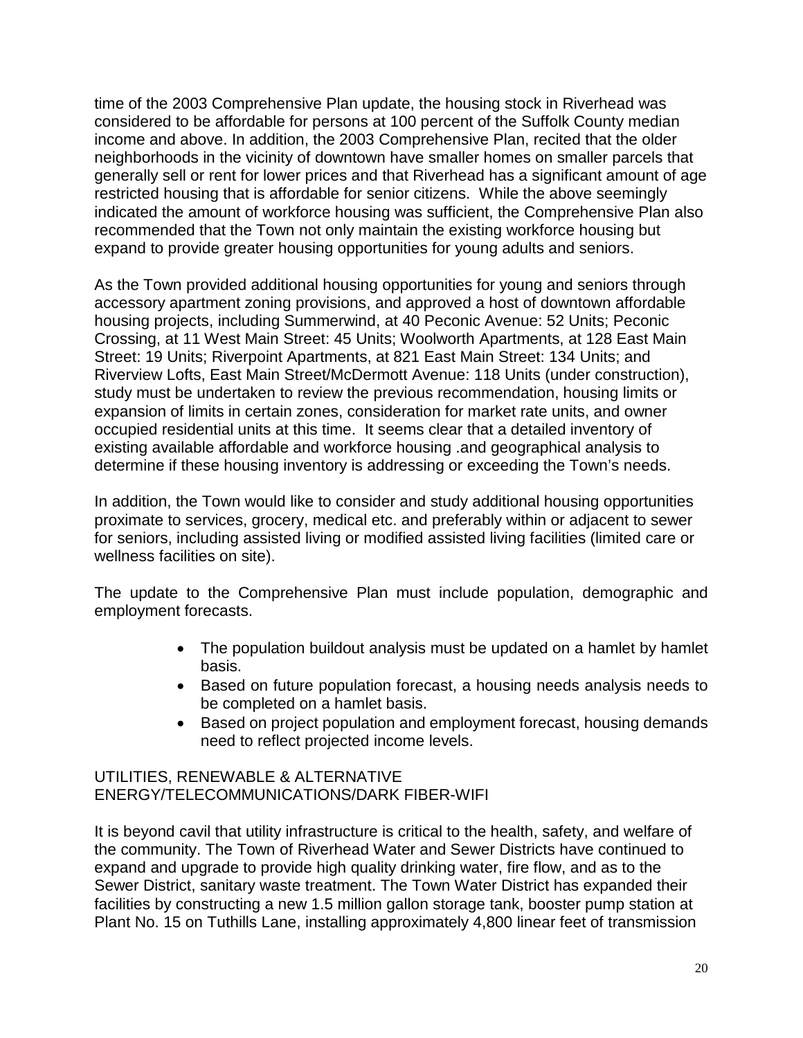time of the 2003 Comprehensive Plan update, the housing stock in Riverhead was considered to be affordable for persons at 100 percent of the Suffolk County median income and above. In addition, the 2003 Comprehensive Plan, recited that the older neighborhoods in the vicinity of downtown have smaller homes on smaller parcels that generally sell or rent for lower prices and that Riverhead has a significant amount of age restricted housing that is affordable for senior citizens. While the above seemingly indicated the amount of workforce housing was sufficient, the Comprehensive Plan also recommended that the Town not only maintain the existing workforce housing but expand to provide greater housing opportunities for young adults and seniors.

As the Town provided additional housing opportunities for young and seniors through accessory apartment zoning provisions, and approved a host of downtown affordable housing projects, including Summerwind, at 40 Peconic Avenue: 52 Units; Peconic Crossing, at 11 West Main Street: 45 Units; Woolworth Apartments, at 128 East Main Street: 19 Units; Riverpoint Apartments, at 821 East Main Street: 134 Units; and Riverview Lofts, East Main Street/McDermott Avenue: 118 Units (under construction), study must be undertaken to review the previous recommendation, housing limits or expansion of limits in certain zones, consideration for market rate units, and owner occupied residential units at this time. It seems clear that a detailed inventory of existing available affordable and workforce housing .and geographical analysis to determine if these housing inventory is addressing or exceeding the Town's needs.

In addition, the Town would like to consider and study additional housing opportunities proximate to services, grocery, medical etc. and preferably within or adjacent to sewer for seniors, including assisted living or modified assisted living facilities (limited care or wellness facilities on site).

The update to the Comprehensive Plan must include population, demographic and employment forecasts.

- The population buildout analysis must be updated on a hamlet by hamlet basis.
- Based on future population forecast, a housing needs analysis needs to be completed on a hamlet basis.
- Based on project population and employment forecast, housing demands need to reflect projected income levels.

UTILITIES, RENEWABLE & ALTERNATIVE ENERGY/TELECOMMUNICATIONS/DARK FIBER-WIFI

It is beyond cavil that utility infrastructure is critical to the health, safety, and welfare of the community. The Town of Riverhead Water and Sewer Districts have continued to expand and upgrade to provide high quality drinking water, fire flow, and as to the Sewer District, sanitary waste treatment. The Town Water District has expanded their facilities by constructing a new 1.5 million gallon storage tank, booster pump station at Plant No. 15 on Tuthills Lane, installing approximately 4,800 linear feet of transmission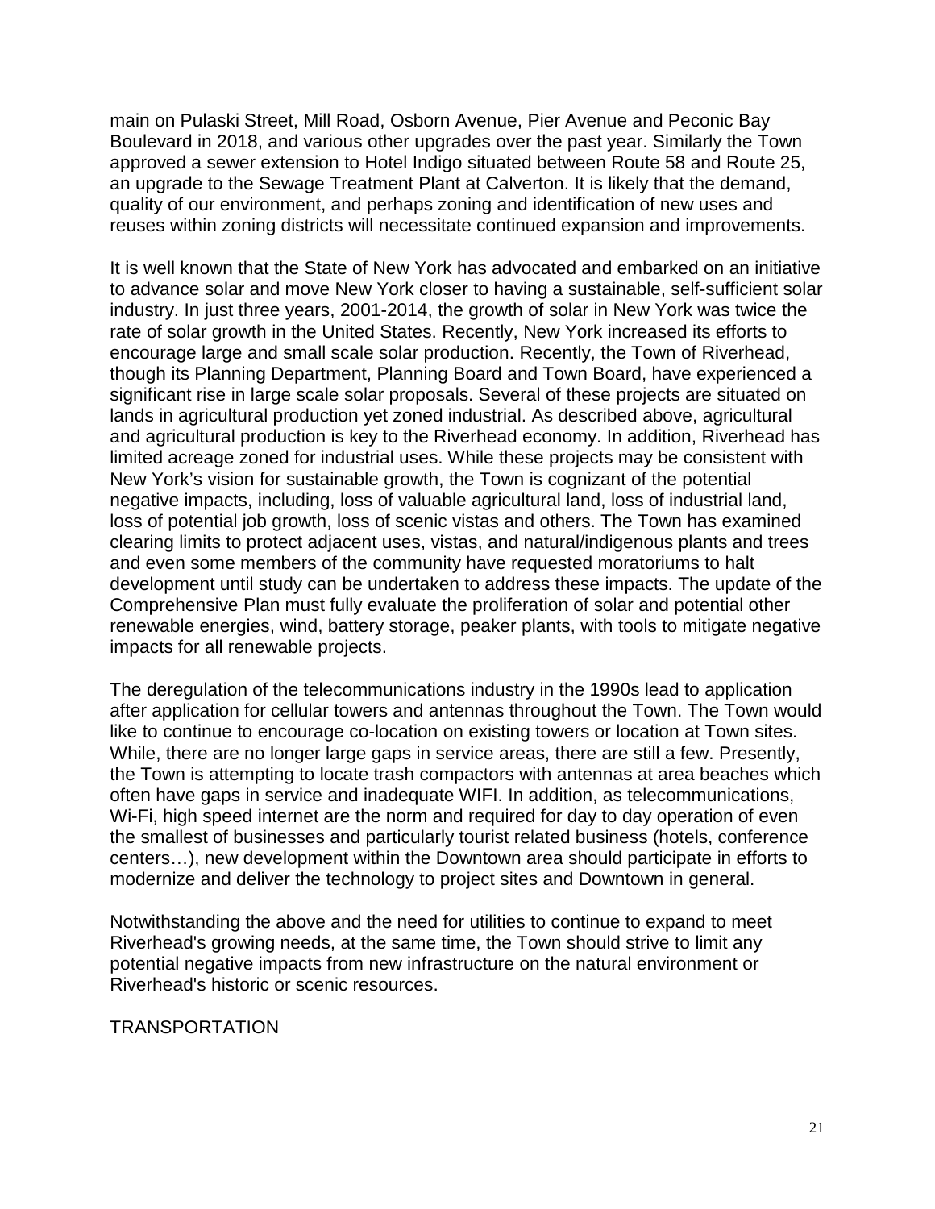main on Pulaski Street, Mill Road, Osborn Avenue, Pier Avenue and Peconic Bay Boulevard in 2018, and various other upgrades over the past year. Similarly the Town approved a sewer extension to Hotel Indigo situated between Route 58 and Route 25, an upgrade to the Sewage Treatment Plant at Calverton. It is likely that the demand, quality of our environment, and perhaps zoning and identification of new uses and reuses within zoning districts will necessitate continued expansion and improvements.

It is well known that the State of New York has advocated and embarked on an initiative to advance solar and move New York closer to having a sustainable, self-sufficient solar industry. In just three years, 2001-2014, the growth of solar in New York was twice the rate of solar growth in the United States. Recently, New York increased its efforts to encourage large and small scale solar production. Recently, the Town of Riverhead, though its Planning Department, Planning Board and Town Board, have experienced a significant rise in large scale solar proposals. Several of these projects are situated on lands in agricultural production yet zoned industrial. As described above, agricultural and agricultural production is key to the Riverhead economy. In addition, Riverhead has limited acreage zoned for industrial uses. While these projects may be consistent with New York's vision for sustainable growth, the Town is cognizant of the potential negative impacts, including, loss of valuable agricultural land, loss of industrial land, loss of potential job growth, loss of scenic vistas and others. The Town has examined clearing limits to protect adjacent uses, vistas, and natural/indigenous plants and trees and even some members of the community have requested moratoriums to halt development until study can be undertaken to address these impacts. The update of the Comprehensive Plan must fully evaluate the proliferation of solar and potential other renewable energies, wind, battery storage, peaker plants, with tools to mitigate negative impacts for all renewable projects.

The deregulation of the telecommunications industry in the 1990s lead to application after application for cellular towers and antennas throughout the Town. The Town would like to continue to encourage co-location on existing towers or location at Town sites. While, there are no longer large gaps in service areas, there are still a few. Presently, the Town is attempting to locate trash compactors with antennas at area beaches which often have gaps in service and inadequate WIFI. In addition, as telecommunications, Wi-Fi, high speed internet are the norm and required for day to day operation of even the smallest of businesses and particularly tourist related business (hotels, conference centers…), new development within the Downtown area should participate in efforts to modernize and deliver the technology to project sites and Downtown in general.

Notwithstanding the above and the need for utilities to continue to expand to meet Riverhead's growing needs, at the same time, the Town should strive to limit any potential negative impacts from new infrastructure on the natural environment or Riverhead's historic or scenic resources.

## TRANSPORTATION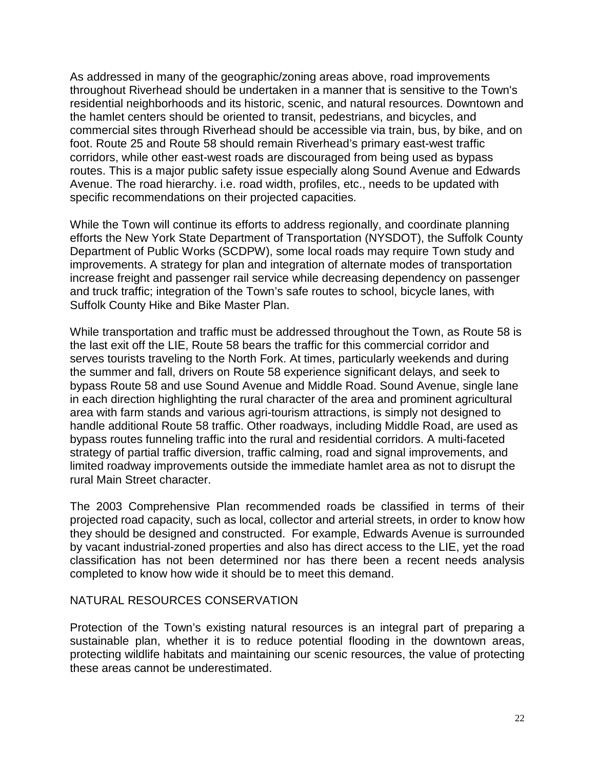As addressed in many of the geographic/zoning areas above, road improvements throughout Riverhead should be undertaken in a manner that is sensitive to the Town's residential neighborhoods and its historic, scenic, and natural resources. Downtown and the hamlet centers should be oriented to transit, pedestrians, and bicycles, and commercial sites through Riverhead should be accessible via train, bus, by bike, and on foot. Route 25 and Route 58 should remain Riverhead's primary east-west traffic corridors, while other east-west roads are discouraged from being used as bypass routes. This is a major public safety issue especially along Sound Avenue and Edwards Avenue. The road hierarchy. i.e. road width, profiles, etc., needs to be updated with specific recommendations on their projected capacities.

While the Town will continue its efforts to address regionally, and coordinate planning efforts the New York State Department of Transportation (NYSDOT), the Suffolk County Department of Public Works (SCDPW), some local roads may require Town study and improvements. A strategy for plan and integration of alternate modes of transportation increase freight and passenger rail service while decreasing dependency on passenger and truck traffic; integration of the Town's safe routes to school, bicycle lanes, with Suffolk County Hike and Bike Master Plan.

While transportation and traffic must be addressed throughout the Town, as Route 58 is the last exit off the LIE, Route 58 bears the traffic for this commercial corridor and serves tourists traveling to the North Fork. At times, particularly weekends and during the summer and fall, drivers on Route 58 experience significant delays, and seek to bypass Route 58 and use Sound Avenue and Middle Road. Sound Avenue, single lane in each direction highlighting the rural character of the area and prominent agricultural area with farm stands and various agri-tourism attractions, is simply not designed to handle additional Route 58 traffic. Other roadways, including Middle Road, are used as bypass routes funneling traffic into the rural and residential corridors. A multi-faceted strategy of partial traffic diversion, traffic calming, road and signal improvements, and limited roadway improvements outside the immediate hamlet area as not to disrupt the rural Main Street character.

The 2003 Comprehensive Plan recommended roads be classified in terms of their projected road capacity, such as local, collector and arterial streets, in order to know how they should be designed and constructed. For example, Edwards Avenue is surrounded by vacant industrial-zoned properties and also has direct access to the LIE, yet the road classification has not been determined nor has there been a recent needs analysis completed to know how wide it should be to meet this demand.

## NATURAL RESOURCES CONSERVATION

Protection of the Town's existing natural resources is an integral part of preparing a sustainable plan, whether it is to reduce potential flooding in the downtown areas, protecting wildlife habitats and maintaining our scenic resources, the value of protecting these areas cannot be underestimated.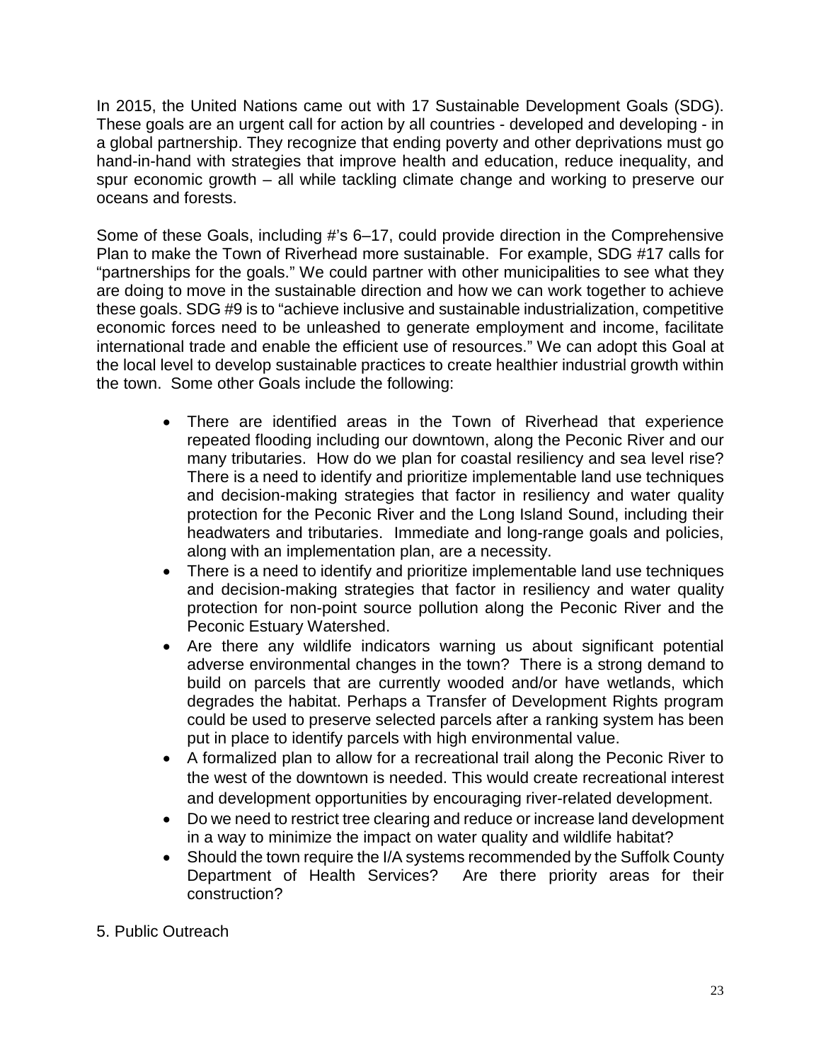In 2015, the United Nations came out with 17 Sustainable Development Goals (SDG). These goals are an urgent call for action by all countries - developed and developing - in a global partnership. They recognize that ending poverty and other deprivations must go hand-in-hand with strategies that improve health and education, reduce inequality, and spur economic growth – all while tackling climate change and working to preserve our oceans and forests.

Some of these Goals, including #'s 6–17, could provide direction in the Comprehensive Plan to make the Town of Riverhead more sustainable. For example, SDG #17 calls for "partnerships for the goals." We could partner with other municipalities to see what they are doing to move in the sustainable direction and how we can work together to achieve these goals. SDG #9 is to "achieve inclusive and sustainable industrialization, competitive economic forces need to be unleashed to generate employment and income, facilitate international trade and enable the efficient use of resources." We can adopt this Goal at the local level to develop sustainable practices to create healthier industrial growth within the town. Some other Goals include the following:

- There are identified areas in the Town of Riverhead that experience repeated flooding including our downtown, along the Peconic River and our many tributaries. How do we plan for coastal resiliency and sea level rise? There is a need to identify and prioritize implementable land use techniques and decision-making strategies that factor in resiliency and water quality protection for the Peconic River and the Long Island Sound, including their headwaters and tributaries. Immediate and long-range goals and policies, along with an implementation plan, are a necessity.
- There is a need to identify and prioritize implementable land use techniques and decision-making strategies that factor in resiliency and water quality protection for non-point source pollution along the Peconic River and the Peconic Estuary Watershed.
- Are there any wildlife indicators warning us about significant potential adverse environmental changes in the town? There is a strong demand to build on parcels that are currently wooded and/or have wetlands, which degrades the habitat. Perhaps a Transfer of Development Rights program could be used to preserve selected parcels after a ranking system has been put in place to identify parcels with high environmental value.
- A formalized plan to allow for a recreational trail along the Peconic River to the west of the downtown is needed. This would create recreational interest and development opportunities by encouraging river-related development.
- Do we need to restrict tree clearing and reduce or increase land development in a way to minimize the impact on water quality and wildlife habitat?
- Should the town require the I/A systems recommended by the Suffolk County Department of Health Services? Are there priority areas for their construction?

5. Public Outreach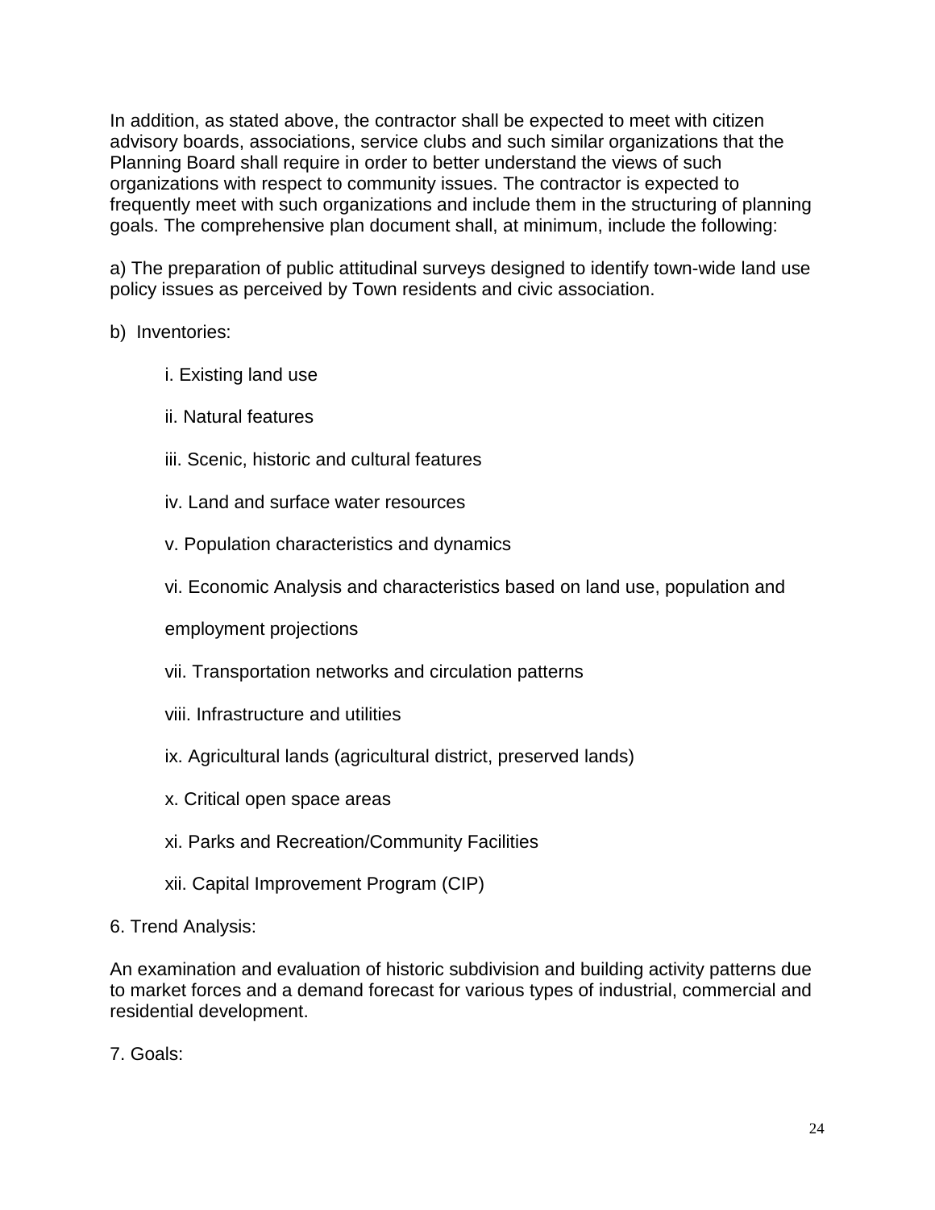In addition, as stated above, the contractor shall be expected to meet with citizen advisory boards, associations, service clubs and such similar organizations that the Planning Board shall require in order to better understand the views of such organizations with respect to community issues. The contractor is expected to frequently meet with such organizations and include them in the structuring of planning goals. The comprehensive plan document shall, at minimum, include the following:

a) The preparation of public attitudinal surveys designed to identify town-wide land use policy issues as perceived by Town residents and civic association.

b) Inventories:

- i. Existing land use
- ii. Natural features
- iii. Scenic, historic and cultural features
- iv. Land and surface water resources
- v. Population characteristics and dynamics
- vi. Economic Analysis and characteristics based on land use, population and employment projections
- vii. Transportation networks and circulation patterns
- viii. Infrastructure and utilities
- ix. Agricultural lands (agricultural district, preserved lands)
- x. Critical open space areas
- xi. Parks and Recreation/Community Facilities
- xii. Capital Improvement Program (CIP)

6. Trend Analysis:

An examination and evaluation of historic subdivision and building activity patterns due to market forces and a demand forecast for various types of industrial, commercial and residential development.

7. Goals: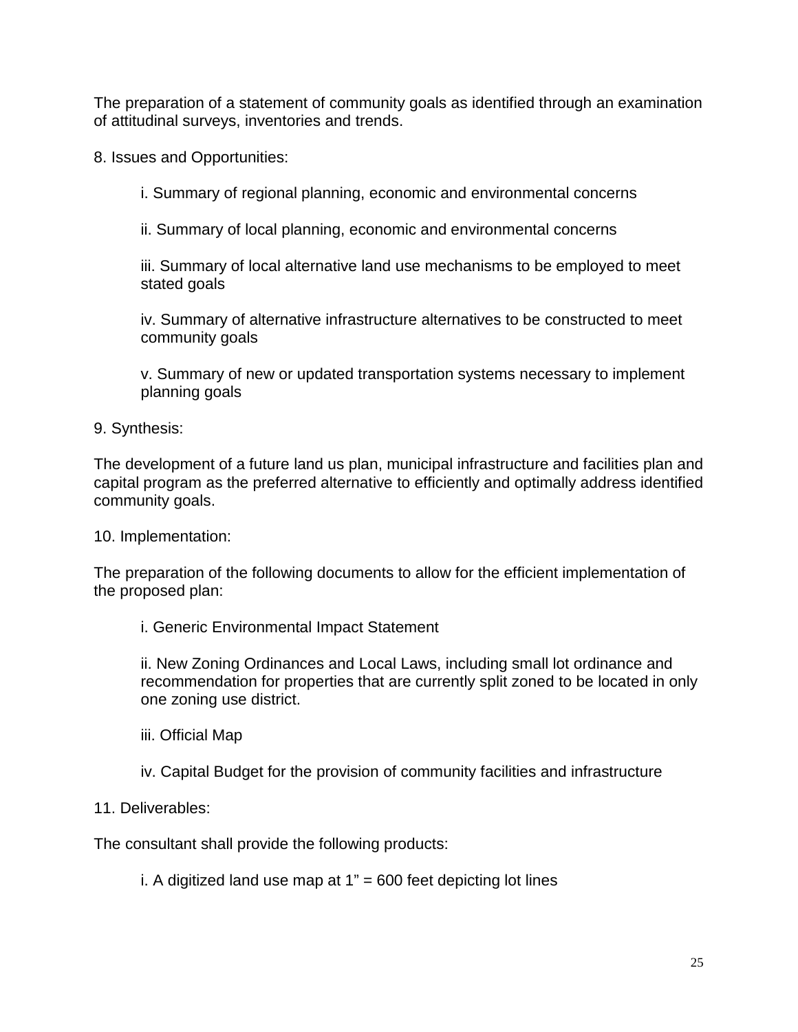The preparation of a statement of community goals as identified through an examination of attitudinal surveys, inventories and trends.

8. Issues and Opportunities:

> i. Summary of regional planning, economic and environmental concerns
>
> ii. Summary of local planning, economic and environmental concerns
>
> iii. Summary of local alternative land use mechanisms to be employed to meet stated goals
>
> iv. Summary of alternative infrastructure alternatives to be constructed to meet community goals
>
> v. Summary of new or updated transportation systems necessary to implement planning goals

9. Synthesis:

The development of a future land us plan, municipal infrastructure and facilities plan and capital program as the preferred alternative to efficiently and optimally address identified community goals.

10. Implementation:

The preparation of the following documents to allow for the efficient implementation of the proposed plan:

> i. Generic Environmental Impact Statement
>
> ii. New Zoning Ordinances and Local Laws, including small lot ordinance and recommendation for properties that are currently split zoned to be located in only one zoning use district.
>
> iii. Official Map
>
> iv. Capital Budget for the provision of community facilities and infrastructure

11. Deliverables:

The consultant shall provide the following products:

> i. A digitized land use map at 1" = 600 feet depicting lot lines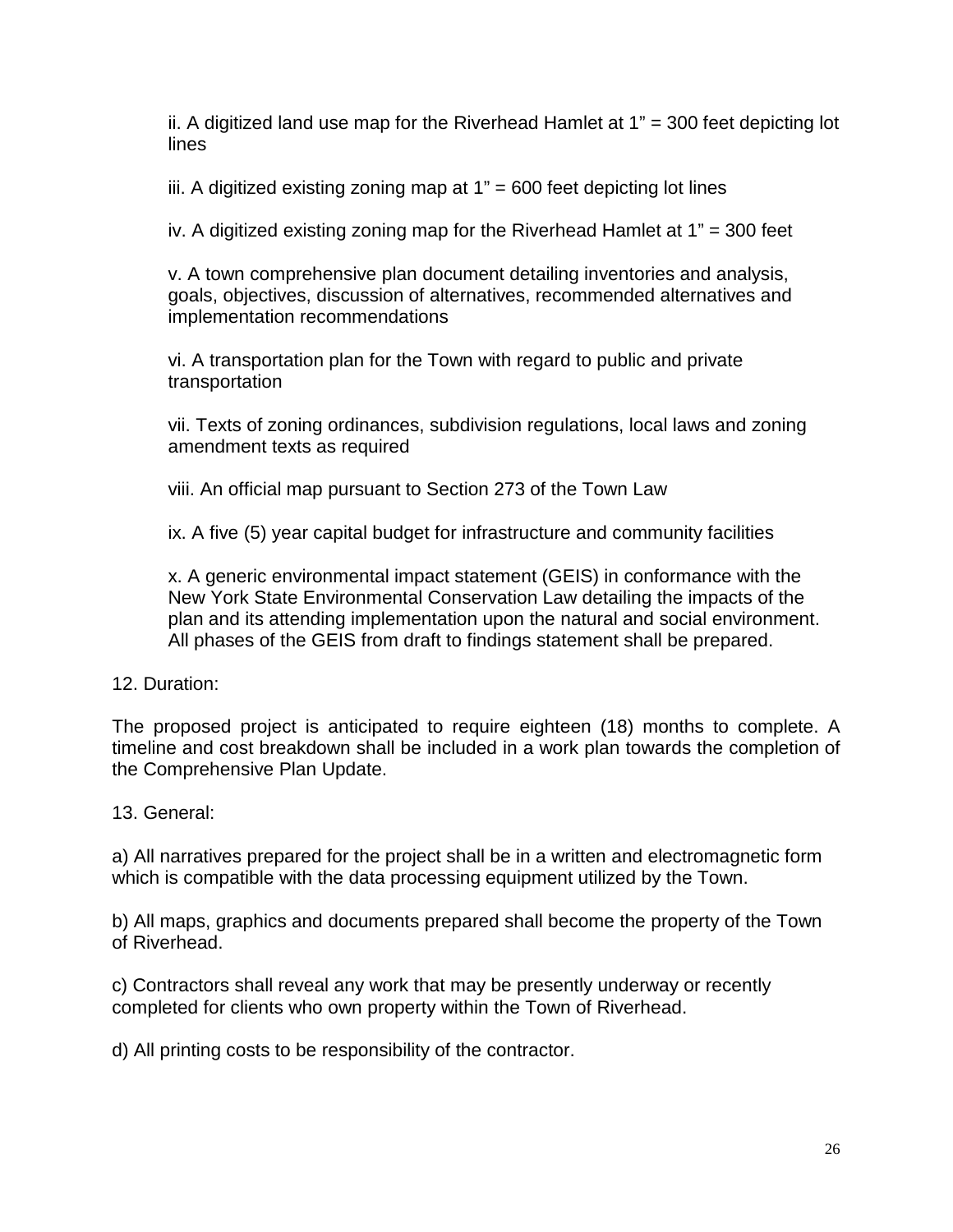ii. A digitized land use map for the Riverhead Hamlet at 1" = 300 feet depicting lot lines

iii. A digitized existing zoning map at 1" = 600 feet depicting lot lines

iv. A digitized existing zoning map for the Riverhead Hamlet at 1" = 300 feet

v. A town comprehensive plan document detailing inventories and analysis, goals, objectives, discussion of alternatives, recommended alternatives and implementation recommendations

vi. A transportation plan for the Town with regard to public and private transportation

vii. Texts of zoning ordinances, subdivision regulations, local laws and zoning amendment texts as required

viii. An official map pursuant to Section 273 of the Town Law

ix. A five (5) year capital budget for infrastructure and community facilities

x. A generic environmental impact statement (GEIS) in conformance with the New York State Environmental Conservation Law detailing the impacts of the plan and its attending implementation upon the natural and social environment. All phases of the GEIS from draft to findings statement shall be prepared.

12. Duration:

The proposed project is anticipated to require eighteen (18) months to complete. A timeline and cost breakdown shall be included in a work plan towards the completion of the Comprehensive Plan Update.

13. General:

a) All narratives prepared for the project shall be in a written and electromagnetic form which is compatible with the data processing equipment utilized by the Town.

b) All maps, graphics and documents prepared shall become the property of the Town of Riverhead.

c) Contractors shall reveal any work that may be presently underway or recently completed for clients who own property within the Town of Riverhead.

d) All printing costs to be responsibility of the contractor.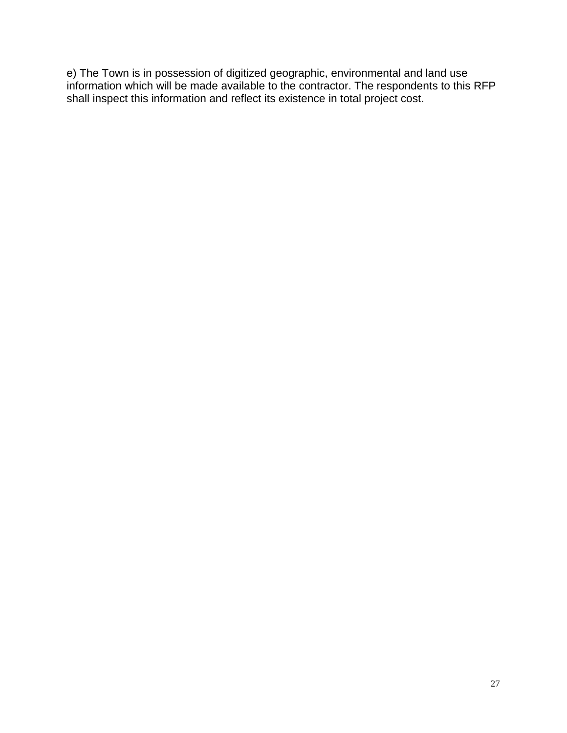e) The Town is in possession of digitized geographic, environmental and land use information which will be made available to the contractor. The respondents to this RFP shall inspect this information and reflect its existence in total project cost.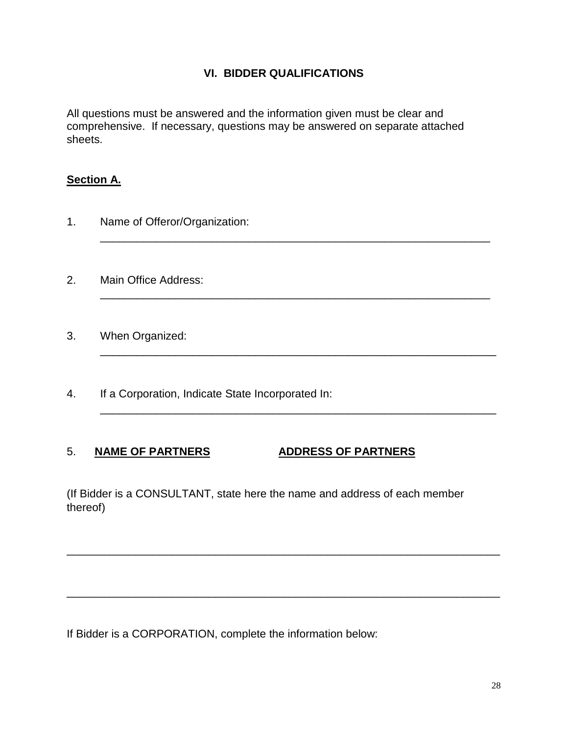## VI. BIDDER QUALIFICATIONS

All questions must be answered and the information given must be clear and comprehensive. If necessary, questions may be answered on separate attached sheets.

**Section A.**

1. Name of Offeror/Organization:
   ______________________________________________________________

2. Main Office Address:
   ______________________________________________________________

3. When Organized:
   ______________________________________________________________

4. If a Corporation, Indicate State Incorporated In:
   ______________________________________________________________

5. **NAME OF PARTNERS** **ADDRESS OF PARTNERS**

(If Bidder is a CONSULTANT, state here the name and address of each member thereof)

______________________________________________________________________

______________________________________________________________________

If Bidder is a CORPORATION, complete the information below: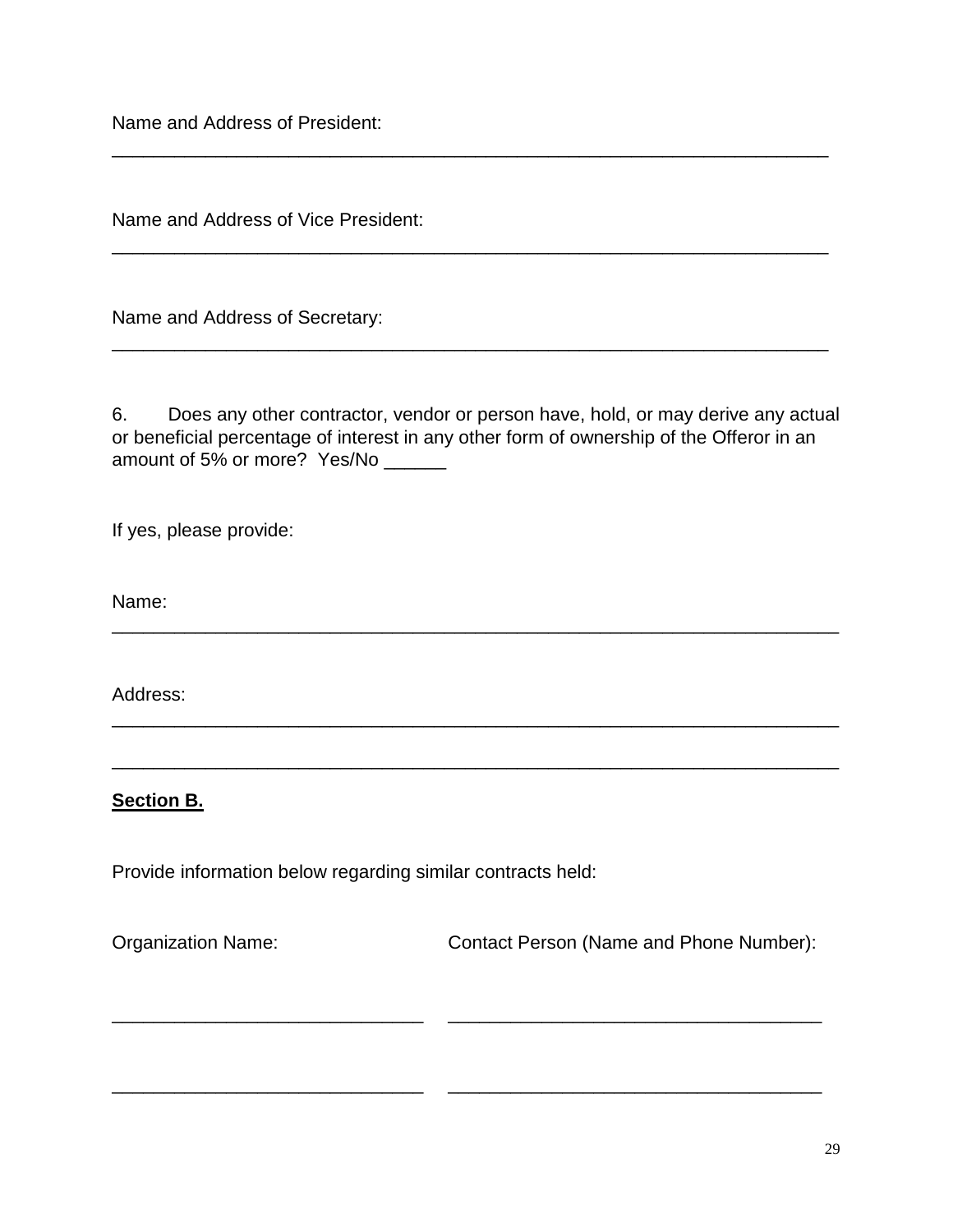Name and Address of President:

_______________________________________________________________________

Name and Address of Vice President:

_______________________________________________________________________

Name and Address of Secretary:

_______________________________________________________________________

6. Does any other contractor, vendor or person have, hold, or may derive any actual or beneficial percentage of interest in any other form of ownership of the Offeror in an amount of 5% or more? Yes/No ______

If yes, please provide:

Name:

_______________________________________________________________________

Address:

_______________________________________________________________________

_______________________________________________________________________

**Section B.**

Provide information below regarding similar contracts held:

| Organization Name: | Contact Person (Name and Phone Number): |
|---|---|
| ______________________________ | ____________________________________ |
| ______________________________ | ____________________________________ |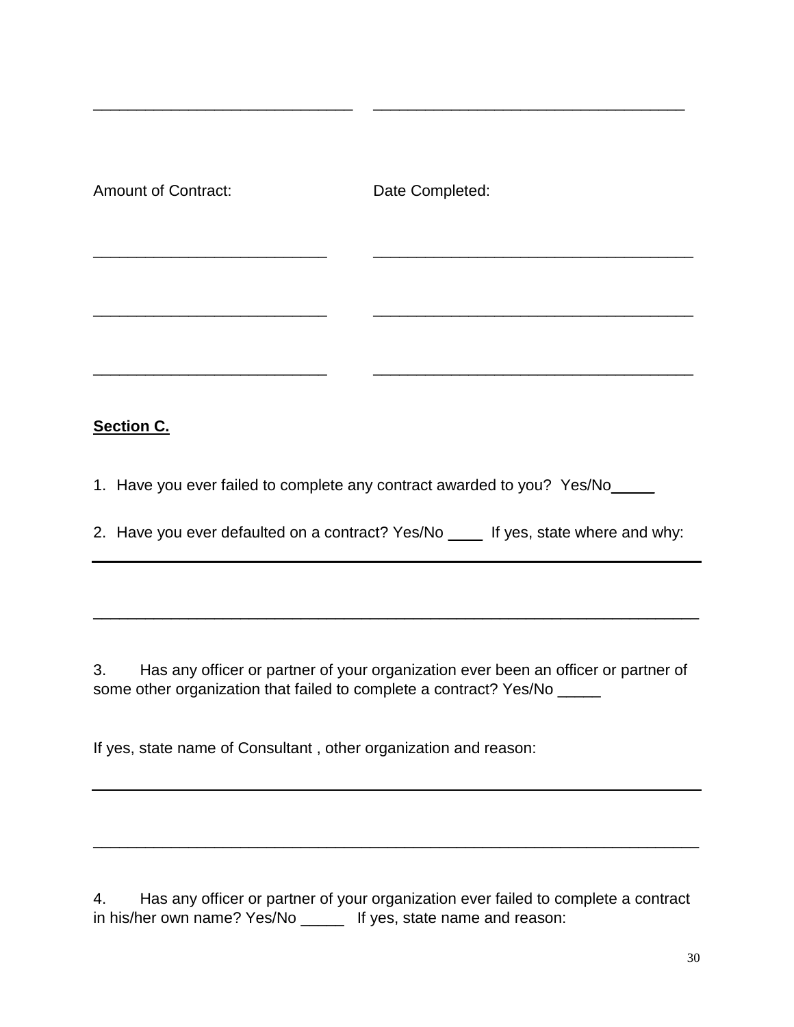______________________________ ___________________________________

Amount of Contract: Date Completed:

___________________________ _____________________________________

___________________________ _____________________________________

___________________________ _____________________________________

**Section C.**

1. Have you ever failed to complete any contract awarded to you? Yes/No_____

2. Have you ever defaulted on a contract? Yes/No ____ If yes, state where and why:

______________________________________________________________________

______________________________________________________________________

3. Has any officer or partner of your organization ever been an officer or partner of some other organization that failed to complete a contract? Yes/No _____

If yes, state name of Consultant , other organization and reason:

______________________________________________________________________

______________________________________________________________________

4. Has any officer or partner of your organization ever failed to complete a contract in his/her own name? Yes/No _____ If yes, state name and reason: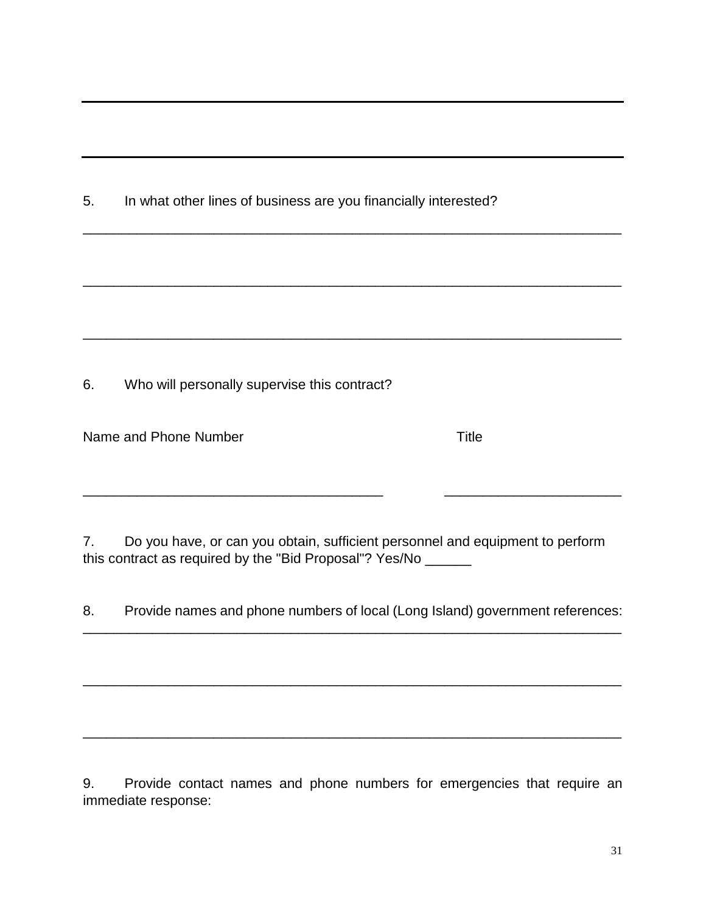---

---

5. In what other lines of business are you financially interested?

_________________________________________________________________________

_________________________________________________________________________

_________________________________________________________________________

6. Who will personally supervise this contract?

Name and Phone Number                                        Title

________________________________________          ________________________

7. Do you have, or can you obtain, sufficient personnel and equipment to perform this contract as required by the "Bid Proposal"? Yes/No ______

8. Provide names and phone numbers of local (Long Island) government references:
_________________________________________________________________________

_________________________________________________________________________

_________________________________________________________________________

9. Provide contact names and phone numbers for emergencies that require an immediate response: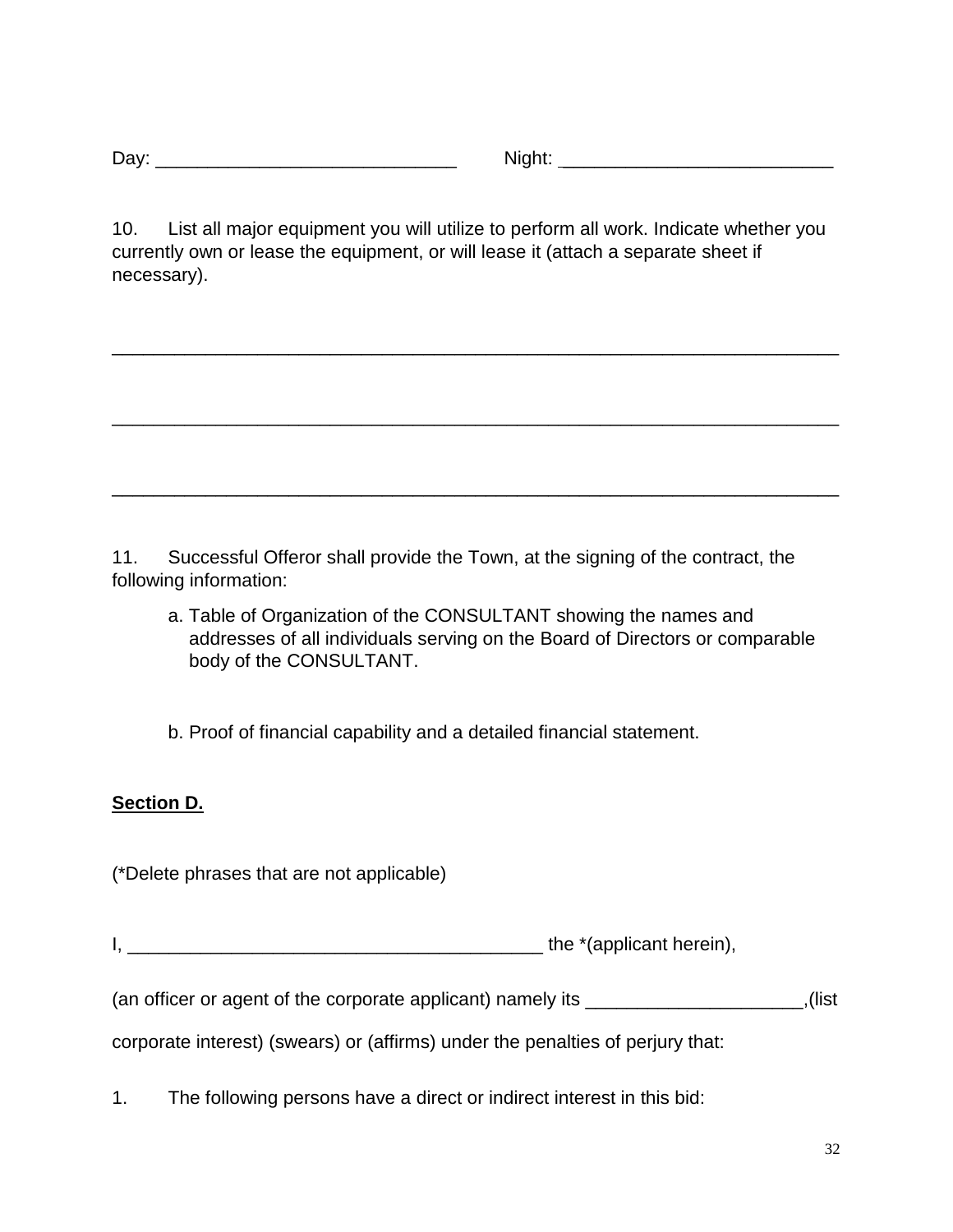Day: ______________________________ Night: ___________________________

10. List all major equipment you will utilize to perform all work. Indicate whether you currently own or lease the equipment, or will lease it (attach a separate sheet if necessary).

________________________________________________________________________

________________________________________________________________________

________________________________________________________________________

11. Successful Offeror shall provide the Town, at the signing of the contract, the following information:

a. Table of Organization of the CONSULTANT showing the names and addresses of all individuals serving on the Board of Directors or comparable body of the CONSULTANT.

b. Proof of financial capability and a detailed financial statement.

**Section D.**

(*Delete phrases that are not applicable)

I, ________________________________________ the *(applicant herein),

(an officer or agent of the corporate applicant) namely its _____________________,(list corporate interest) (swears) or (affirms) under the penalties of perjury that:

1. The following persons have a direct or indirect interest in this bid: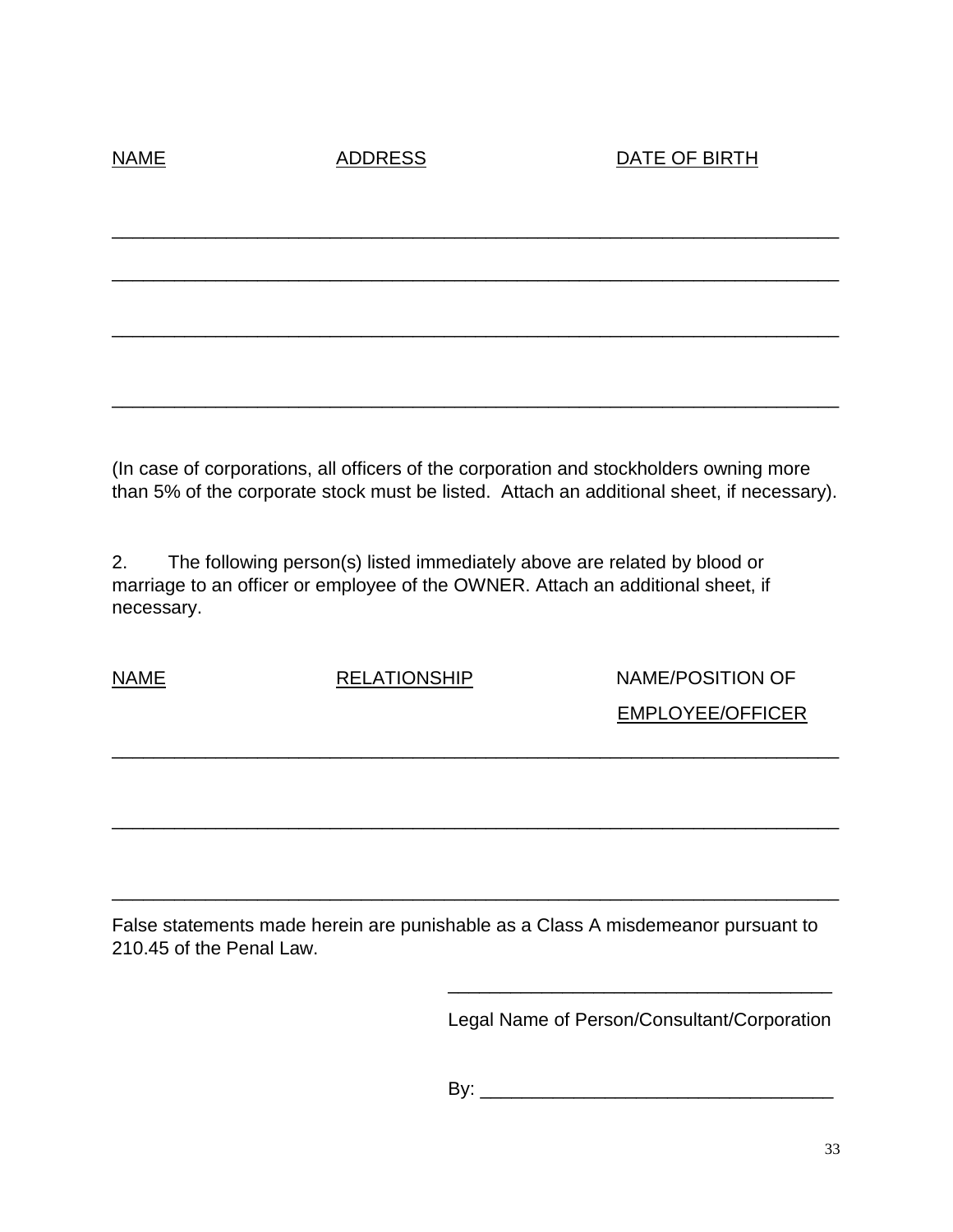| NAME | ADDRESS | DATE OF BIRTH |
| --- | --- | --- |
| | | |
| | | |
| | | |
| | | |

(In case of corporations, all officers of the corporation and stockholders owning more than 5% of the corporate stock must be listed. Attach an additional sheet, if necessary).

2. The following person(s) listed immediately above are related by blood or marriage to an officer or employee of the OWNER. Attach an additional sheet, if necessary.

| NAME | RELATIONSHIP | NAME/POSITION OF EMPLOYEE/OFFICER |
| --- | --- | --- |
| | | |
| | | |
| | | |

False statements made herein are punishable as a Class A misdemeanor pursuant to 210.45 of the Penal Law.

_____________________________________
Legal Name of Person/Consultant/Corporation

By: _________________________________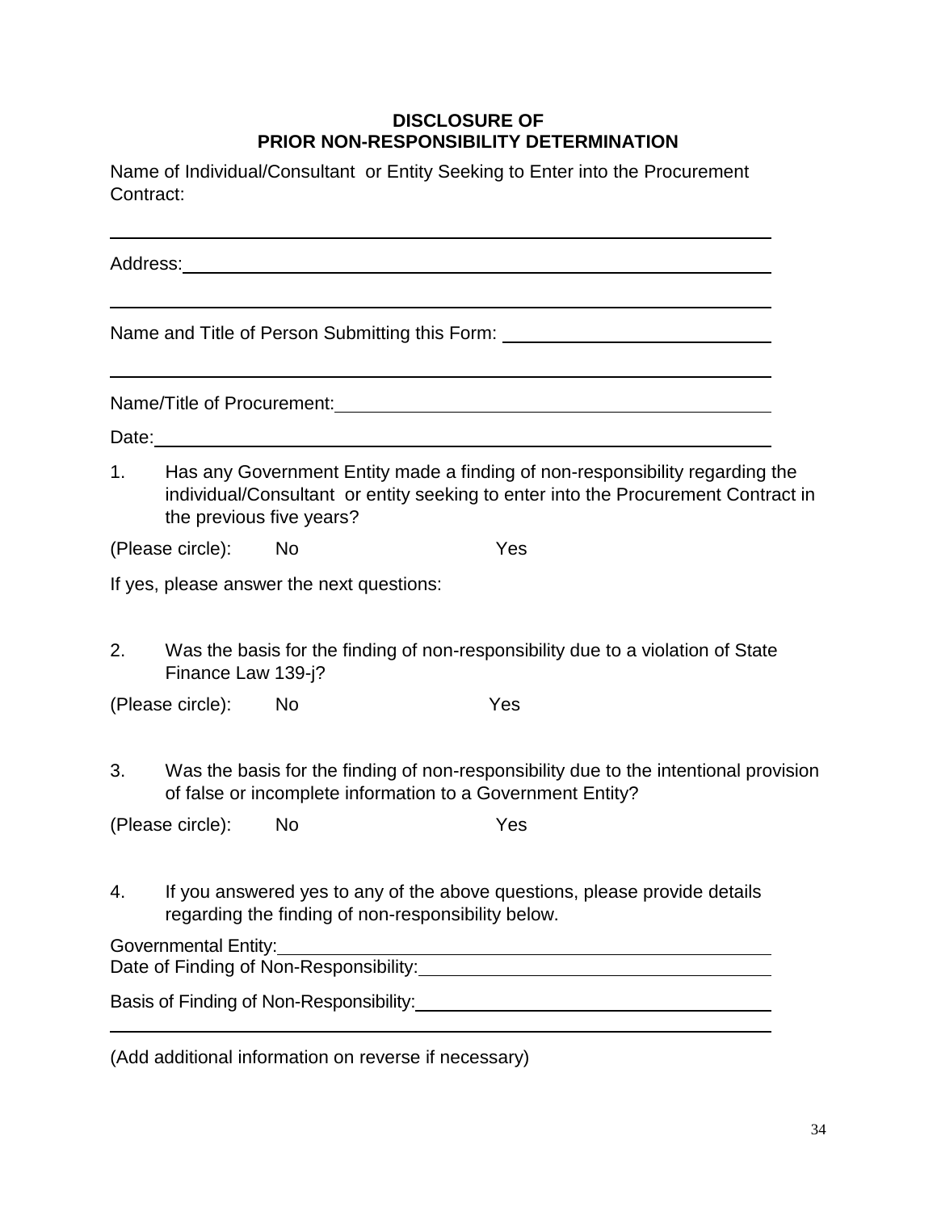# DISCLOSURE OF
# PRIOR NON-RESPONSIBILITY DETERMINATION

Name of Individual/Consultant or Entity Seeking to Enter into the Procurement Contract:

\_\_\_\_\_\_\_\_\_\_\_\_\_\_\_\_\_\_\_\_\_\_\_\_\_\_\_\_\_\_\_\_\_\_\_\_\_\_\_\_\_\_\_\_\_\_\_\_\_\_\_\_\_\_\_\_\_\_\_\_\_\_\_\_

Address: \_\_\_\_\_\_\_\_\_\_\_\_\_\_\_\_\_\_\_\_\_\_\_\_\_\_\_\_\_\_\_\_\_\_\_\_\_\_\_\_\_\_\_\_\_\_\_\_\_\_\_\_\_\_

\_\_\_\_\_\_\_\_\_\_\_\_\_\_\_\_\_\_\_\_\_\_\_\_\_\_\_\_\_\_\_\_\_\_\_\_\_\_\_\_\_\_\_\_\_\_\_\_\_\_\_\_\_\_\_\_\_\_\_\_\_\_\_\_

Name and Title of Person Submitting this Form: \_\_\_\_\_\_\_\_\_\_\_\_\_\_\_\_\_\_\_\_\_\_\_\_\_\_

\_\_\_\_\_\_\_\_\_\_\_\_\_\_\_\_\_\_\_\_\_\_\_\_\_\_\_\_\_\_\_\_\_\_\_\_\_\_\_\_\_\_\_\_\_\_\_\_\_\_\_\_\_\_\_\_\_\_\_\_\_\_\_\_

Name/Title of Procurement: \_\_\_\_\_\_\_\_\_\_\_\_\_\_\_\_\_\_\_\_\_\_\_\_\_\_\_\_\_\_\_\_\_\_\_\_\_\_\_\_\_\_

Date: \_\_\_\_\_\_\_\_\_\_\_\_\_\_\_\_\_\_\_\_\_\_\_\_\_\_\_\_\_\_\_\_\_\_\_\_\_\_\_\_\_\_\_\_\_\_\_\_\_\_\_\_\_\_\_\_\_\_

1. Has any Government Entity made a finding of non-responsibility regarding the individual/Consultant or entity seeking to enter into the Procurement Contract in the previous five years?

(Please circle): No Yes

If yes, please answer the next questions:

2. Was the basis for the finding of non-responsibility due to a violation of State Finance Law 139-j?

(Please circle): No Yes

3. Was the basis for the finding of non-responsibility due to the intentional provision of false or incomplete information to a Government Entity?

(Please circle): No Yes

4. If you answered yes to any of the above questions, please provide details regarding the finding of non-responsibility below.

Governmental Entity: \_\_\_\_\_\_\_\_\_\_\_\_\_\_\_\_\_\_\_\_\_\_\_\_\_\_\_\_\_\_\_\_\_\_\_\_\_\_\_\_\_\_\_\_\_\_

Date of Finding of Non-Responsibility: \_\_\_\_\_\_\_\_\_\_\_\_\_\_\_\_\_\_\_\_\_\_\_\_\_\_\_\_\_\_\_\_

Basis of Finding of Non-Responsibility: \_\_\_\_\_\_\_\_\_\_\_\_\_\_\_\_\_\_\_\_\_\_\_\_\_\_\_\_\_\_\_

\_\_\_\_\_\_\_\_\_\_\_\_\_\_\_\_\_\_\_\_\_\_\_\_\_\_\_\_\_\_\_\_\_\_\_\_\_\_\_\_\_\_\_\_\_\_\_\_\_\_\_\_\_\_\_\_\_\_\_\_\_\_\_\_

(Add additional information on reverse if necessary)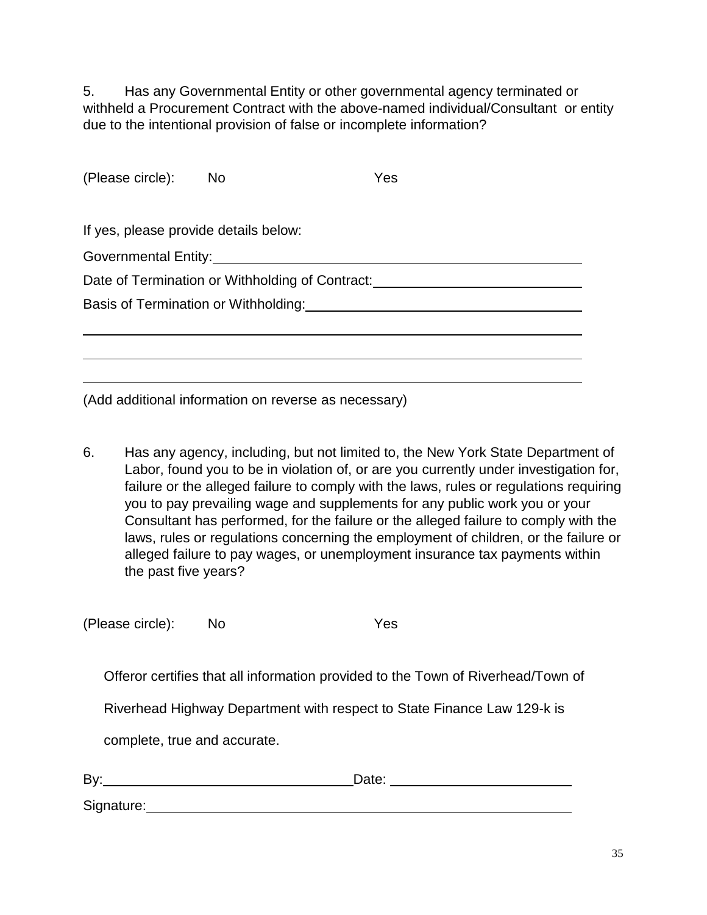5. Has any Governmental Entity or other governmental agency terminated or withheld a Procurement Contract with the above-named individual/Consultant or entity due to the intentional provision of false or incomplete information?

(Please circle): No Yes

If yes, please provide details below:

Governmental Entity: ____________________________________________

Date of Termination or Withholding of Contract: ______________________

Basis of Termination or Withholding: ______________________________

_________________________________________________________________

_________________________________________________________________

_________________________________________________________________

(Add additional information on reverse as necessary)

6. Has any agency, including, but not limited to, the New York State Department of Labor, found you to be in violation of, or are you currently under investigation for, failure or the alleged failure to comply with the laws, rules or regulations requiring you to pay prevailing wage and supplements for any public work you or your Consultant has performed, for the failure or the alleged failure to comply with the laws, rules or regulations concerning the employment of children, or the failure or alleged failure to pay wages, or unemployment insurance tax payments within the past five years?

(Please circle): No Yes

Offeror certifies that all information provided to the Town of Riverhead/Town of Riverhead Highway Department with respect to State Finance Law 129-k is complete, true and accurate.

By: ________________________________ Date: ______________________

Signature: ______________________________________________________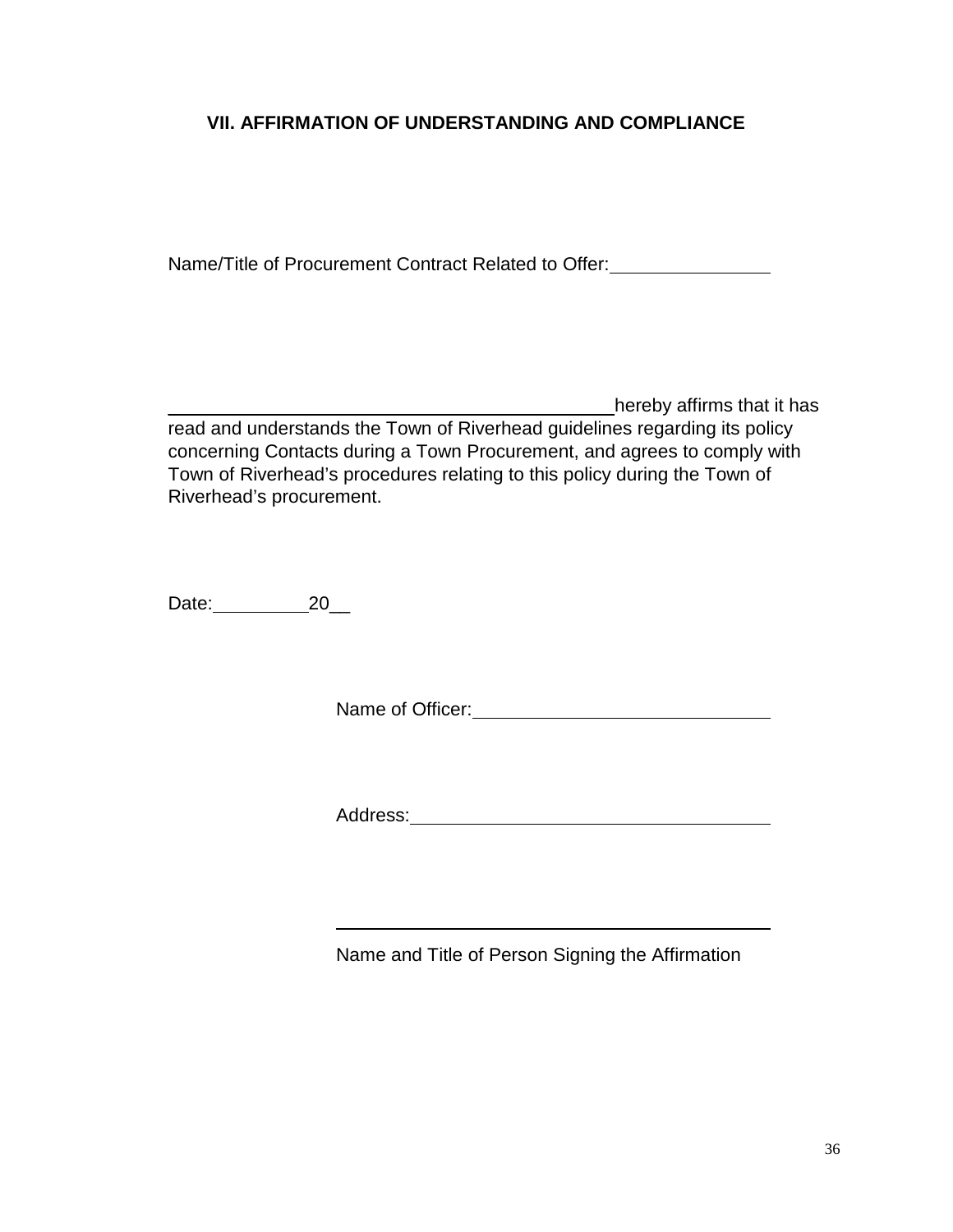### VII. AFFIRMATION OF UNDERSTANDING AND COMPLIANCE

Name/Title of Procurement Contract Related to Offer:________________

____________________________________________hereby affirms that it has read and understands the Town of Riverhead guidelines regarding its policy concerning Contacts during a Town Procurement, and agrees to comply with Town of Riverhead's procedures relating to this policy during the Town of Riverhead's procurement.

Date:__________20__

Name of Officer:______________________________

Address:____________________________________

____________________________________________

Name and Title of Person Signing the Affirmation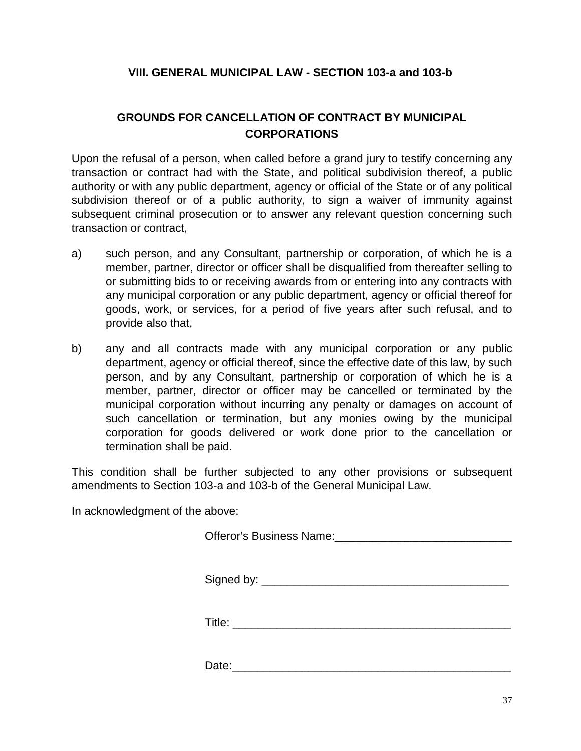## VIII. GENERAL MUNICIPAL LAW - SECTION 103-a and 103-b

### GROUNDS FOR CANCELLATION OF CONTRACT BY MUNICIPAL CORPORATIONS

Upon the refusal of a person, when called before a grand jury to testify concerning any transaction or contract had with the State, and political subdivision thereof, a public authority or with any public department, agency or official of the State or of any political subdivision thereof or of a public authority, to sign a waiver of immunity against subsequent criminal prosecution or to answer any relevant question concerning such transaction or contract,

a) such person, and any Consultant, partnership or corporation, of which he is a member, partner, director or officer shall be disqualified from thereafter selling to or submitting bids to or receiving awards from or entering into any contracts with any municipal corporation or any public department, agency or official thereof for goods, work, or services, for a period of five years after such refusal, and to provide also that,

b) any and all contracts made with any municipal corporation or any public department, agency or official thereof, since the effective date of this law, by such person, and by any Consultant, partnership or corporation of which he is a member, partner, director or officer may be cancelled or terminated by the municipal corporation without incurring any penalty or damages on account of such cancellation or termination, but any monies owing by the municipal corporation for goods delivered or work done prior to the cancellation or termination shall be paid.

This condition shall be further subjected to any other provisions or subsequent amendments to Section 103-a and 103-b of the General Municipal Law.

In acknowledgment of the above:

Offeror's Business Name:____________________________

Signed by: ________________________________________

Title: _____________________________________________

Date:_____________________________________________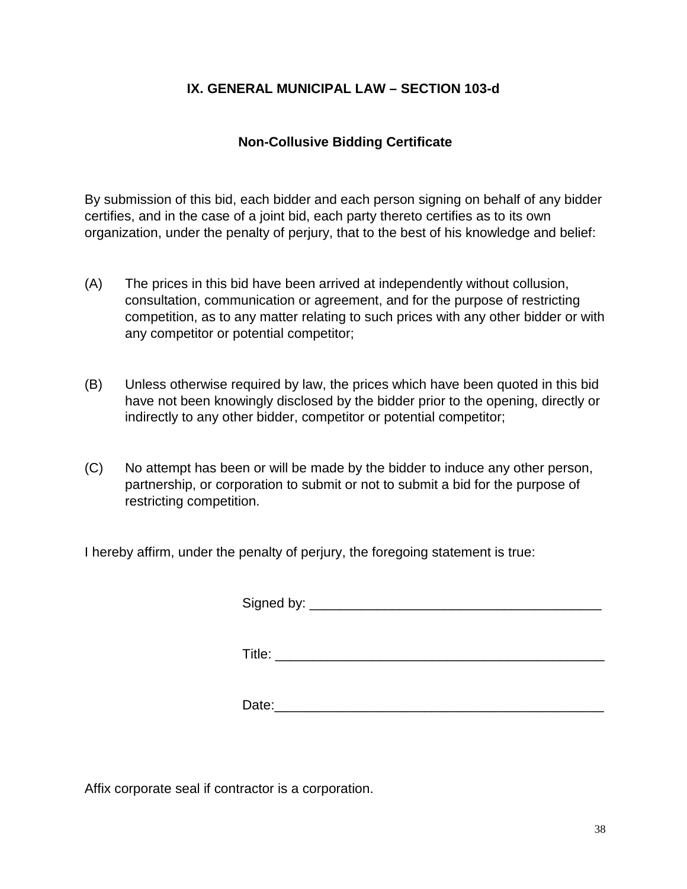## IX. GENERAL MUNICIPAL LAW – SECTION 103-d

### Non-Collusive Bidding Certificate

By submission of this bid, each bidder and each person signing on behalf of any bidder certifies, and in the case of a joint bid, each party thereto certifies as to its own organization, under the penalty of perjury, that to the best of his knowledge and belief:

(A) The prices in this bid have been arrived at independently without collusion, consultation, communication or agreement, and for the purpose of restricting competition, as to any matter relating to such prices with any other bidder or with any competitor or potential competitor;

(B) Unless otherwise required by law, the prices which have been quoted in this bid have not been knowingly disclosed by the bidder prior to the opening, directly or indirectly to any other bidder, competitor or potential competitor;

(C) No attempt has been or will be made by the bidder to induce any other person, partnership, or corporation to submit or not to submit a bid for the purpose of restricting competition.

I hereby affirm, under the penalty of perjury, the foregoing statement is true:

Signed by: ________________________________________

Title: _____________________________________________

Date:_____________________________________________

Affix corporate seal if contractor is a corporation.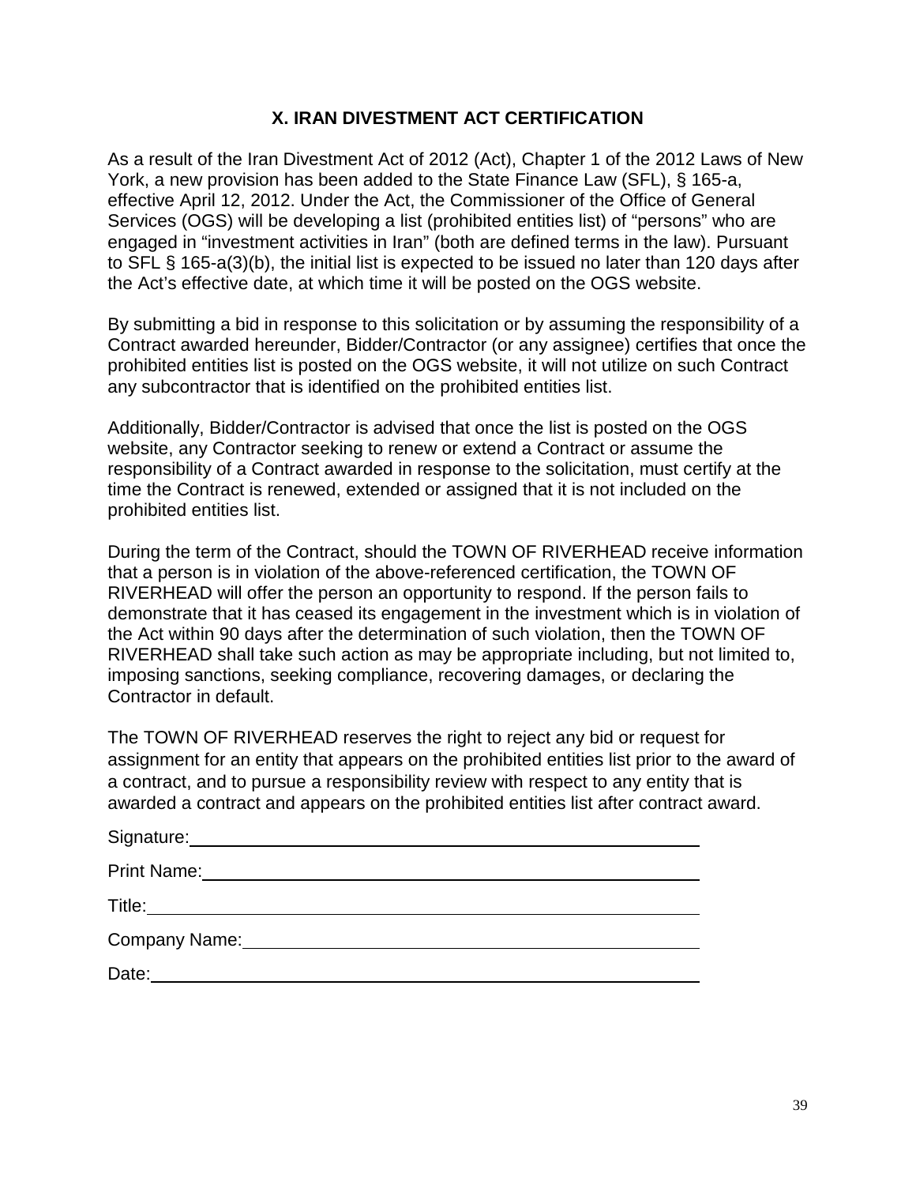## X. IRAN DIVESTMENT ACT CERTIFICATION

As a result of the Iran Divestment Act of 2012 (Act), Chapter 1 of the 2012 Laws of New York, a new provision has been added to the State Finance Law (SFL), § 165-a, effective April 12, 2012. Under the Act, the Commissioner of the Office of General Services (OGS) will be developing a list (prohibited entities list) of "persons" who are engaged in "investment activities in Iran" (both are defined terms in the law). Pursuant to SFL § 165-a(3)(b), the initial list is expected to be issued no later than 120 days after the Act's effective date, at which time it will be posted on the OGS website.

By submitting a bid in response to this solicitation or by assuming the responsibility of a Contract awarded hereunder, Bidder/Contractor (or any assignee) certifies that once the prohibited entities list is posted on the OGS website, it will not utilize on such Contract any subcontractor that is identified on the prohibited entities list.

Additionally, Bidder/Contractor is advised that once the list is posted on the OGS website, any Contractor seeking to renew or extend a Contract or assume the responsibility of a Contract awarded in response to the solicitation, must certify at the time the Contract is renewed, extended or assigned that it is not included on the prohibited entities list.

During the term of the Contract, should the TOWN OF RIVERHEAD receive information that a person is in violation of the above-referenced certification, the TOWN OF RIVERHEAD will offer the person an opportunity to respond. If the person fails to demonstrate that it has ceased its engagement in the investment which is in violation of the Act within 90 days after the determination of such violation, then the TOWN OF RIVERHEAD shall take such action as may be appropriate including, but not limited to, imposing sanctions, seeking compliance, recovering damages, or declaring the Contractor in default.

The TOWN OF RIVERHEAD reserves the right to reject any bid or request for assignment for an entity that appears on the prohibited entities list prior to the award of a contract, and to pursue a responsibility review with respect to any entity that is awarded a contract and appears on the prohibited entities list after contract award.

Signature:\_\_\_\_\_\_\_\_\_\_\_\_\_\_\_\_\_\_\_\_\_\_\_\_\_\_\_\_\_\_\_\_\_\_\_\_\_\_\_\_

Print Name:\_\_\_\_\_\_\_\_\_\_\_\_\_\_\_\_\_\_\_\_\_\_\_\_\_\_\_\_\_\_\_\_\_\_\_\_\_\_\_

Title:\_\_\_\_\_\_\_\_\_\_\_\_\_\_\_\_\_\_\_\_\_\_\_\_\_\_\_\_\_\_\_\_\_\_\_\_\_\_\_\_\_\_\_\_

Company Name:\_\_\_\_\_\_\_\_\_\_\_\_\_\_\_\_\_\_\_\_\_\_\_\_\_\_\_\_\_\_\_\_\_\_\_\_

Date:\_\_\_\_\_\_\_\_\_\_\_\_\_\_\_\_\_\_\_\_\_\_\_\_\_\_\_\_\_\_\_\_\_\_\_\_\_\_\_\_\_\_\_\_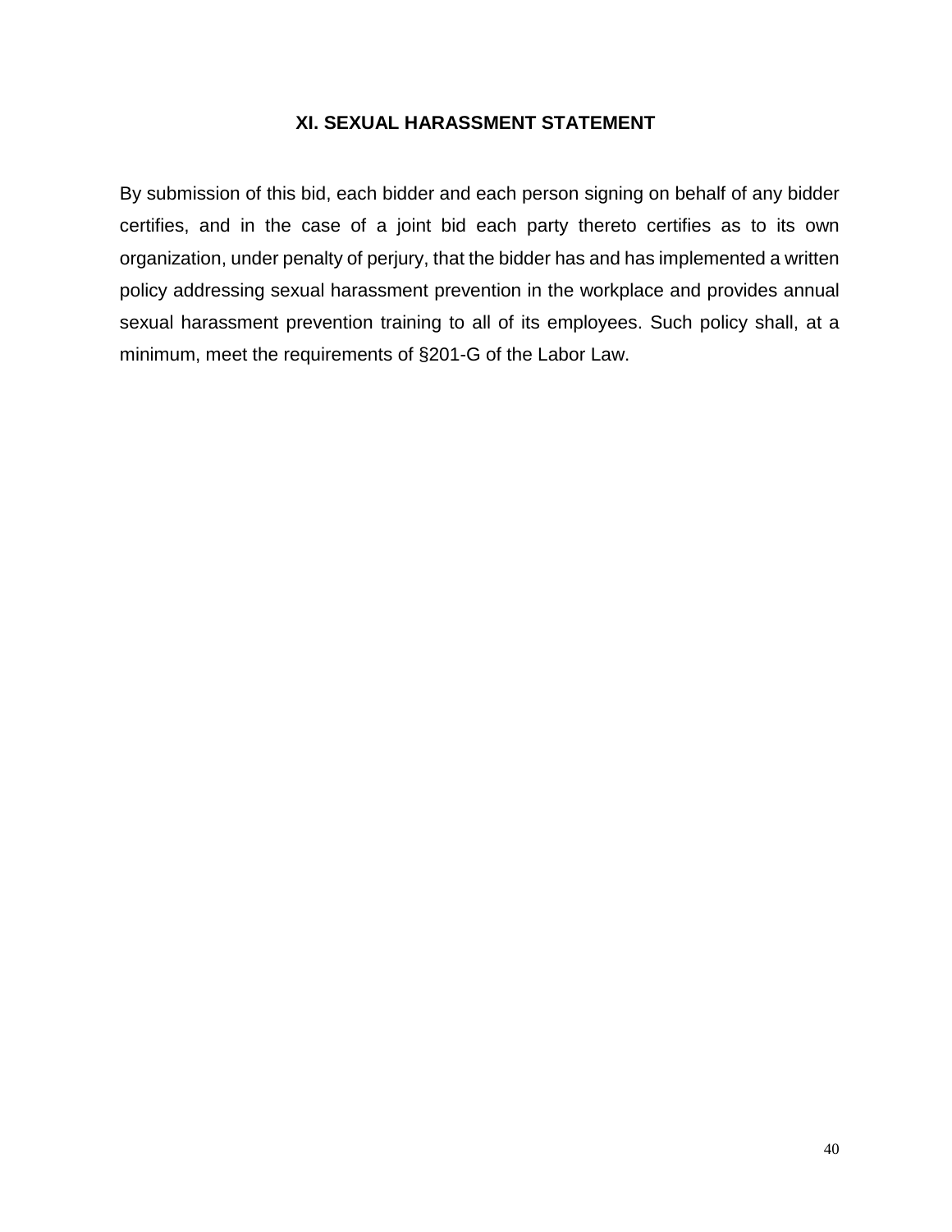## XI. SEXUAL HARASSMENT STATEMENT

By submission of this bid, each bidder and each person signing on behalf of any bidder certifies, and in the case of a joint bid each party thereto certifies as to its own organization, under penalty of perjury, that the bidder has and has implemented a written policy addressing sexual harassment prevention in the workplace and provides annual sexual harassment prevention training to all of its employees. Such policy shall, at a minimum, meet the requirements of §201-G of the Labor Law.